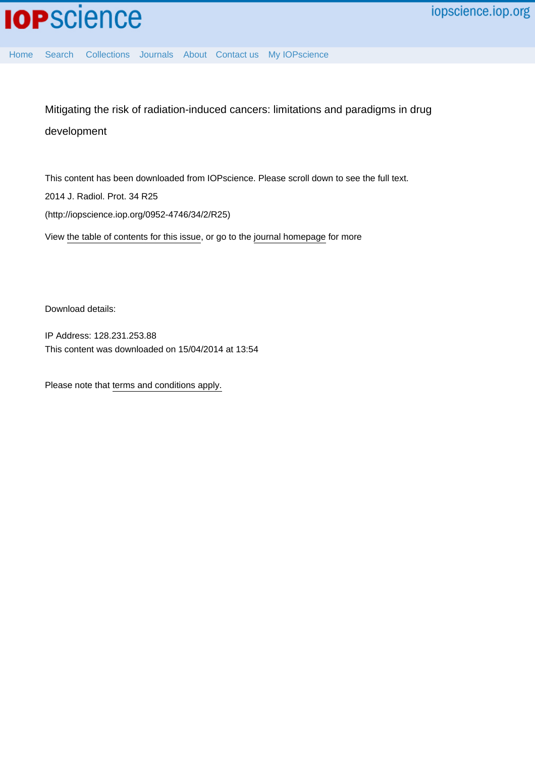# Mitigating the risk of radiation-induced cancers: limitations and paradigms in drug development

This content has been downloaded from IOPscience. Please scroll down to see the full text.

2014 J. Radiol. Prot. 34 R25

(http://iopscience.iop.org/0952-4746/34/2/R25)

View the table of contents for this issue, or go to the journal homepage for more

Download details:

IP Address: 128.231.253.88

This content was downloaded on 15/04/2014 at 13:54

Please note that terms and conditions apply.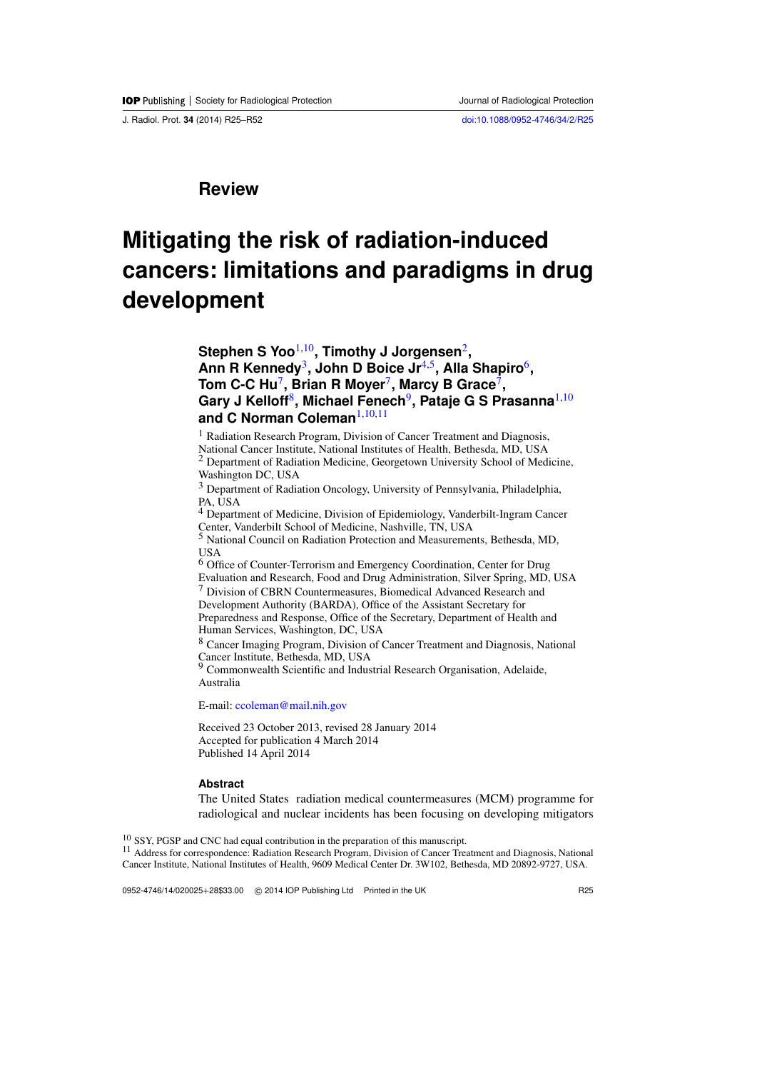Review

# Mitigating the risk of radiation-induced cancers: limitations and paradigms in drug development

**Stephen S Yoo**[1,10], **Timothy J Jorgensen**[2], **Ann R Kennedy**[3], **John D Boice Jr**[4,5], **Alla Shapiro**[6], **Tom C-C Hu**[7], **Brian R Moyer**[7], **Marcy B Grace**[7], **Gary J Kelloff**[8], **Michael Fenech**[9], **Pataje G S Prasanna**[1,10] **and C Norman Coleman**[1,10,11]

[1] Radiation Research Program, Division of Cancer Treatment and Diagnosis, National Cancer Institute, National Institutes of Health, Bethesda, MD, USA
[2] Department of Radiation Medicine, Georgetown University School of Medicine, Washington DC, USA
[3] Department of Radiation Oncology, University of Pennsylvania, Philadelphia, PA, USA
[4] Department of Medicine, Division of Epidemiology, Vanderbilt-Ingram Cancer Center, Vanderbilt School of Medicine, Nashville, TN, USA
[5] National Council on Radiation Protection and Measurements, Bethesda, MD, USA
[6] Office of Counter-Terrorism and Emergency Coordination, Center for Drug Evaluation and Research, Food and Drug Administration, Silver Spring, MD, USA
[7] Division of CBRN Countermeasures, Biomedical Advanced Research and Development Authority (BARDA), Office of the Assistant Secretary for Preparedness and Response, Office of the Secretary, Department of Health and Human Services, Washington, DC, USA
[8] Cancer Imaging Program, Division of Cancer Treatment and Diagnosis, National Cancer Institute, Bethesda, MD, USA
[9] Commonwealth Scientific and Industrial Research Organisation, Adelaide, Australia

E-mail: ccoleman@mail.nih.gov

Received 23 October 2013, revised 28 January 2014
Accepted for publication 4 March 2014
Published 14 April 2014

### Abstract

The United States radiation medical countermeasures (MCM) programme for radiological and nuclear incidents has been focusing on developing mitigators

[10] SSY, PGSP and CNC had equal contribution in the preparation of this manuscript.
[11] Address for correspondence: Radiation Research Program, Division of Cancer Treatment and Diagnosis, National Cancer Institute, National Institutes of Health, 9609 Medical Center Dr. 3W102, Bethesda, MD 20892-9727, USA.

0952-4746/14/020025+28$33.00 © 2014 IOP Publishing Ltd Printed in the UK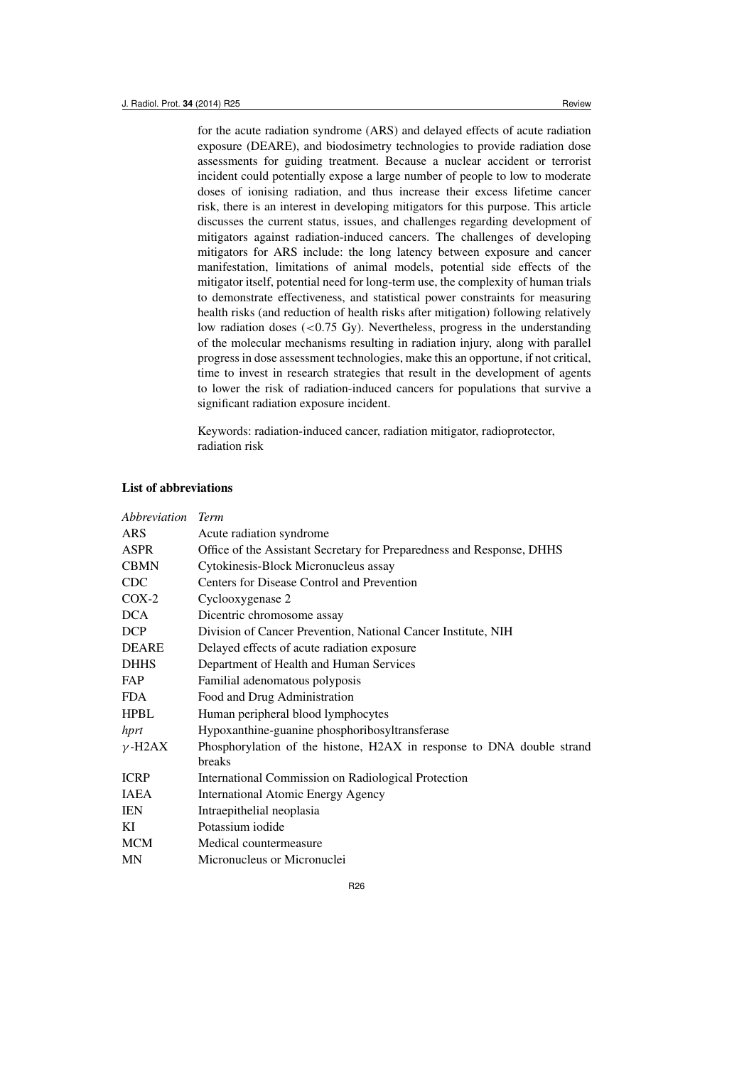for the acute radiation syndrome (ARS) and delayed effects of acute radiation exposure (DEARE), and biodosimetry technologies to provide radiation dose assessments for guiding treatment. Because a nuclear accident or terrorist incident could potentially expose a large number of people to low to moderate doses of ionising radiation, and thus increase their excess lifetime cancer risk, there is an interest in developing mitigators for this purpose. This article discusses the current status, issues, and challenges regarding development of mitigators against radiation-induced cancers. The challenges of developing mitigators for ARS include: the long latency between exposure and cancer manifestation, limitations of animal models, potential side effects of the mitigator itself, potential need for long-term use, the complexity of human trials to demonstrate effectiveness, and statistical power constraints for measuring health risks (and reduction of health risks after mitigation) following relatively low radiation doses (<0.75 Gy). Nevertheless, progress in the understanding of the molecular mechanisms resulting in radiation injury, along with parallel progress in dose assessment technologies, make this an opportune, if not critical, time to invest in research strategies that result in the development of agents to lower the risk of radiation-induced cancers for populations that survive a significant radiation exposure incident.

Keywords: radiation-induced cancer, radiation mitigator, radioprotector, radiation risk

## List of abbreviations

| *Abbreviation* | *Term* |
|---|---|
| ARS | Acute radiation syndrome |
| ASPR | Office of the Assistant Secretary for Preparedness and Response, DHHS |
| CBMN | Cytokinesis-Block Micronucleus assay |
| CDC | Centers for Disease Control and Prevention |
| COX-2 | Cyclooxygenase 2 |
| DCA | Dicentric chromosome assay |
| DCP | Division of Cancer Prevention, National Cancer Institute, NIH |
| DEARE | Delayed effects of acute radiation exposure |
| DHHS | Department of Health and Human Services |
| FAP | Familial adenomatous polyposis |
| FDA | Food and Drug Administration |
| HPBL | Human peripheral blood lymphocytes |
| *hprt* | Hypoxanthine-guanine phosphoribosyltransferase |
| $\gamma$-H2AX | Phosphorylation of the histone, H2AX in response to DNA double strand breaks |
| ICRP | International Commission on Radiological Protection |
| IAEA | International Atomic Energy Agency |
| IEN | Intraepithelial neoplasia |
| KI | Potassium iodide |
| MCM | Medical countermeasure |
| MN | Micronucleus or Micronuclei |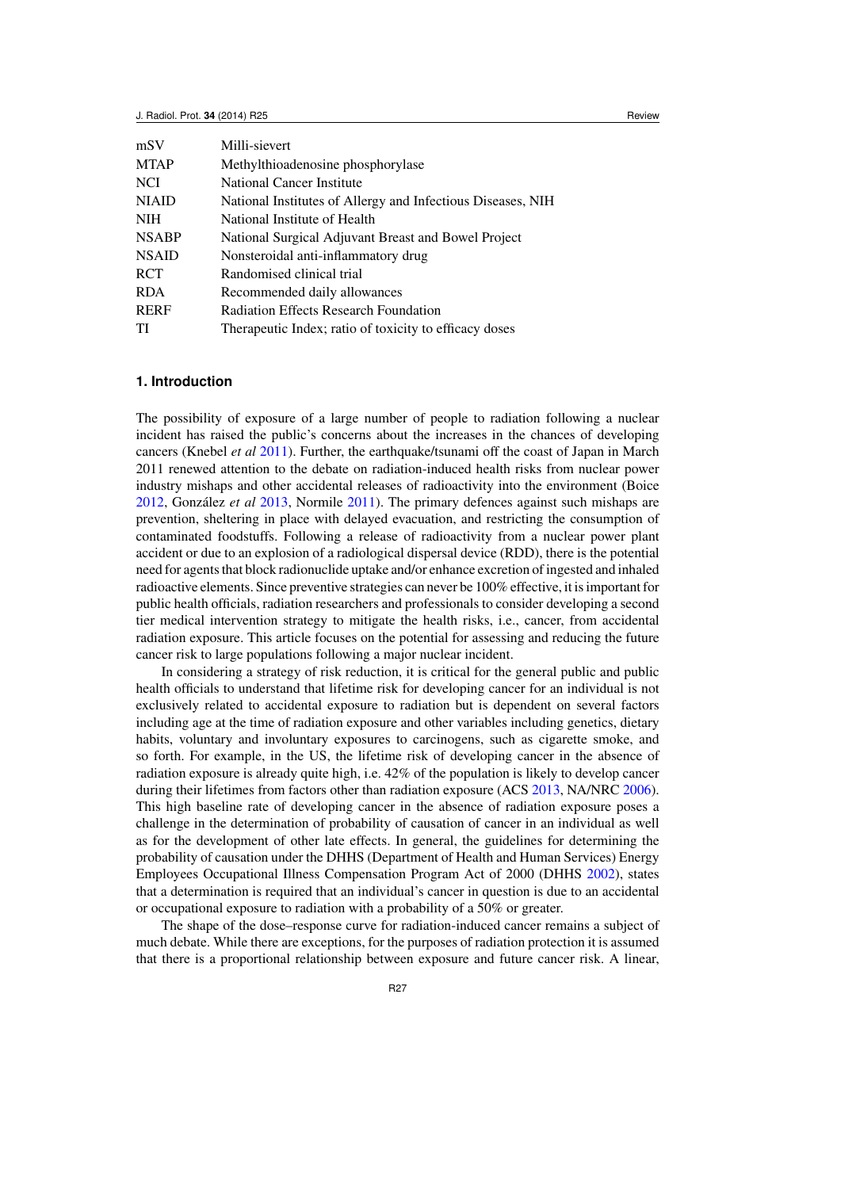| | |
|---|---|
| mSV | Milli-sievert |
| MTAP | Methylthioadenosine phosphorylase |
| NCI | National Cancer Institute |
| NIAID | National Institutes of Allergy and Infectious Diseases, NIH |
| NIH | National Institute of Health |
| NSABP | National Surgical Adjuvant Breast and Bowel Project |
| NSAID | Nonsteroidal anti-inflammatory drug |
| RCT | Randomised clinical trial |
| RDA | Recommended daily allowances |
| RERF | Radiation Effects Research Foundation |
| TI | Therapeutic Index; ratio of toxicity to efficacy doses |

## 1. Introduction

The possibility of exposure of a large number of people to radiation following a nuclear incident has raised the public's concerns about the increases in the chances of developing cancers (Knebel *et al* 2011). Further, the earthquake/tsunami off the coast of Japan in March 2011 renewed attention to the debate on radiation-induced health risks from nuclear power industry mishaps and other accidental releases of radioactivity into the environment (Boice 2012, González *et al* 2013, Normile 2011). The primary defences against such mishaps are prevention, sheltering in place with delayed evacuation, and restricting the consumption of contaminated foodstuffs. Following a release of radioactivity from a nuclear power plant accident or due to an explosion of a radiological dispersal device (RDD), there is the potential need for agents that block radionuclide uptake and/or enhance excretion of ingested and inhaled radioactive elements. Since preventive strategies can never be 100% effective, it is important for public health officials, radiation researchers and professionals to consider developing a second tier medical intervention strategy to mitigate the health risks, i.e., cancer, from accidental radiation exposure. This article focuses on the potential for assessing and reducing the future cancer risk to large populations following a major nuclear incident.

In considering a strategy of risk reduction, it is critical for the general public and public health officials to understand that lifetime risk for developing cancer for an individual is not exclusively related to accidental exposure to radiation but is dependent on several factors including age at the time of radiation exposure and other variables including genetics, dietary habits, voluntary and involuntary exposures to carcinogens, such as cigarette smoke, and so forth. For example, in the US, the lifetime risk of developing cancer in the absence of radiation exposure is already quite high, i.e. 42% of the population is likely to develop cancer during their lifetimes from factors other than radiation exposure (ACS 2013, NA/NRC 2006). This high baseline rate of developing cancer in the absence of radiation exposure poses a challenge in the determination of probability of causation of cancer in an individual as well as for the development of other late effects. In general, the guidelines for determining the probability of causation under the DHHS (Department of Health and Human Services) Energy Employees Occupational Illness Compensation Program Act of 2000 (DHHS 2002), states that a determination is required that an individual's cancer in question is due to an accidental or occupational exposure to radiation with a probability of a 50% or greater.

The shape of the dose–response curve for radiation-induced cancer remains a subject of much debate. While there are exceptions, for the purposes of radiation protection it is assumed that there is a proportional relationship between exposure and future cancer risk. A linear,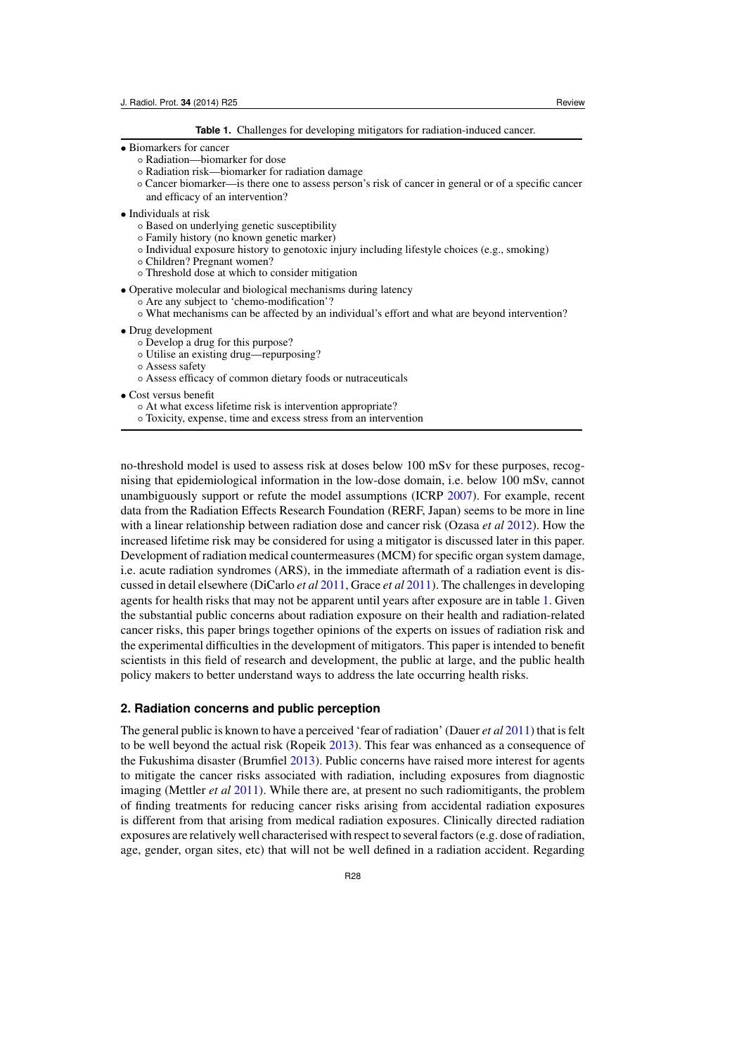**Table 1.** Challenges for developing mitigators for radiation-induced cancer.

- Biomarkers for cancer
  - Radiation—biomarker for dose
  - Radiation risk—biomarker for radiation damage
  - Cancer biomarker—is there one to assess person's risk of cancer in general or of a specific cancer and efficacy of an intervention?
- Individuals at risk
  - Based on underlying genetic susceptibility
  - Family history (no known genetic marker)
  - Individual exposure history to genotoxic injury including lifestyle choices (e.g., smoking)
  - Children? Pregnant women?
  - Threshold dose at which to consider mitigation
- Operative molecular and biological mechanisms during latency
  - Are any subject to 'chemo-modification'?
  - What mechanisms can be affected by an individual's effort and what are beyond intervention?
- Drug development
  - Develop a drug for this purpose?
  - Utilise an existing drug—repurposing?
  - Assess safety
  - Assess efficacy of common dietary foods or nutraceuticals
- Cost versus benefit
  - At what excess lifetime risk is intervention appropriate?
  - Toxicity, expense, time and excess stress from an intervention

no-threshold model is used to assess risk at doses below 100 mSv for these purposes, recognising that epidemiological information in the low-dose domain, i.e. below 100 mSv, cannot unambiguously support or refute the model assumptions (ICRP 2007). For example, recent data from the Radiation Effects Research Foundation (RERF, Japan) seems to be more in line with a linear relationship between radiation dose and cancer risk (Ozasa *et al* 2012). How the increased lifetime risk may be considered for using a mitigator is discussed later in this paper. Development of radiation medical countermeasures (MCM) for specific organ system damage, i.e. acute radiation syndromes (ARS), in the immediate aftermath of a radiation event is discussed in detail elsewhere (DiCarlo *et al* 2011, Grace *et al* 2011). The challenges in developing agents for health risks that may not be apparent until years after exposure are in table 1. Given the substantial public concerns about radiation exposure on their health and radiation-related cancer risks, this paper brings together opinions of the experts on issues of radiation risk and the experimental difficulties in the development of mitigators. This paper is intended to benefit scientists in this field of research and development, the public at large, and the public health policy makers to better understand ways to address the late occurring health risks.

## 2. Radiation concerns and public perception

The general public is known to have a perceived 'fear of radiation' (Dauer *et al* 2011) that is felt to be well beyond the actual risk (Ropeik 2013). This fear was enhanced as a consequence of the Fukushima disaster (Brumfiel 2013). Public concerns have raised more interest for agents to mitigate the cancer risks associated with radiation, including exposures from diagnostic imaging (Mettler *et al* 2011). While there are, at present no such radiomitigants, the problem of finding treatments for reducing cancer risks arising from accidental radiation exposures is different from that arising from medical radiation exposures. Clinically directed radiation exposures are relatively well characterised with respect to several factors (e.g. dose of radiation, age, gender, organ sites, etc) that will not be well defined in a radiation accident. Regarding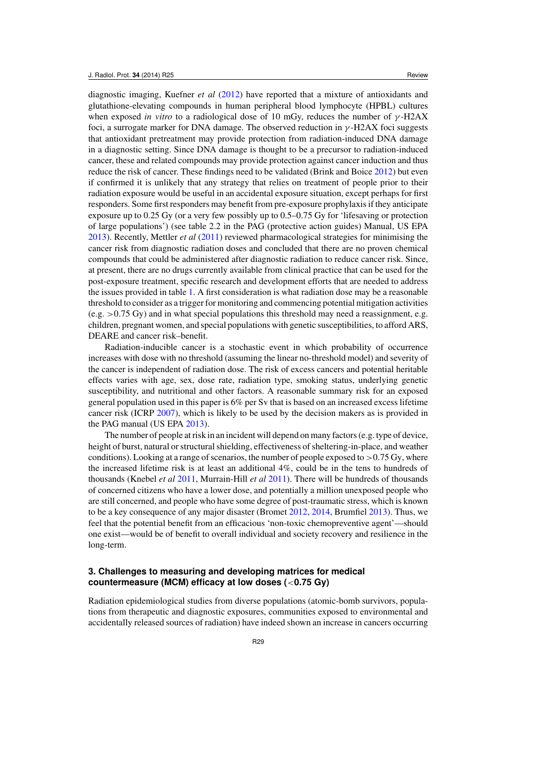diagnostic imaging, Kuefner *et al* (2012) have reported that a mixture of antioxidants and glutathione-elevating compounds in human peripheral blood lymphocyte (HPBL) cultures when exposed *in vitro* to a radiological dose of 10 mGy, reduces the number of $\gamma$-H2AX foci, a surrogate marker for DNA damage. The observed reduction in $\gamma$-H2AX foci suggests that antioxidant pretreatment may provide protection from radiation-induced DNA damage in a diagnostic setting. Since DNA damage is thought to be a precursor to radiation-induced cancer, these and related compounds may provide protection against cancer induction and thus reduce the risk of cancer. These findings need to be validated (Brink and Boice 2012) but even if confirmed it is unlikely that any strategy that relies on treatment of people prior to their radiation exposure would be useful in an accidental exposure situation, except perhaps for first responders. Some first responders may benefit from pre-exposure prophylaxis if they anticipate exposure up to 0.25 Gy (or a very few possibly up to 0.5–0.75 Gy for 'lifesaving or protection of large populations') (see table 2.2 in the PAG (protective action guides) Manual, US EPA 2013). Recently, Mettler *et al* (2011) reviewed pharmacological strategies for minimising the cancer risk from diagnostic radiation doses and concluded that there are no proven chemical compounds that could be administered after diagnostic radiation to reduce cancer risk. Since, at present, there are no drugs currently available from clinical practice that can be used for the post-exposure treatment, specific research and development efforts that are needed to address the issues provided in table 1. A first consideration is what radiation dose may be a reasonable threshold to consider as a trigger for monitoring and commencing potential mitigation activities (e.g. $>$0.75 Gy) and in what special populations this threshold may need a reassignment, e.g. children, pregnant women, and special populations with genetic susceptibilities, to afford ARS, DEARE and cancer risk–benefit.

Radiation-inducible cancer is a stochastic event in which probability of occurrence increases with dose with no threshold (assuming the linear no-threshold model) and severity of the cancer is independent of radiation dose. The risk of excess cancers and potential heritable effects varies with age, sex, dose rate, radiation type, smoking status, underlying genetic susceptibility, and nutritional and other factors. A reasonable summary risk for an exposed general population used in this paper is 6% per Sv that is based on an increased excess lifetime cancer risk (ICRP 2007), which is likely to be used by the decision makers as is provided in the PAG manual (US EPA 2013).

The number of people at risk in an incident will depend on many factors (e.g. type of device, height of burst, natural or structural shielding, effectiveness of sheltering-in-place, and weather conditions). Looking at a range of scenarios, the number of people exposed to $>$0.75 Gy, where the increased lifetime risk is at least an additional 4%, could be in the tens to hundreds of thousands (Knebel *et al* 2011, Murrain-Hill *et al* 2011). There will be hundreds of thousands of concerned citizens who have a lower dose, and potentially a million unexposed people who are still concerned, and people who have some degree of post-traumatic stress, which is known to be a key consequence of any major disaster (Bromet 2012, 2014, Brumfiel 2013). Thus, we feel that the potential benefit from an efficacious 'non-toxic chemopreventive agent'—should one exist—would be of benefit to overall individual and society recovery and resilience in the long-term.

## 3. Challenges to measuring and developing matrices for medical countermeasure (MCM) efficacy at low doses ($<$0.75 Gy)

Radiation epidemiological studies from diverse populations (atomic-bomb survivors, populations from therapeutic and diagnostic exposures, communities exposed to environmental and accidentally released sources of radiation) have indeed shown an increase in cancers occurring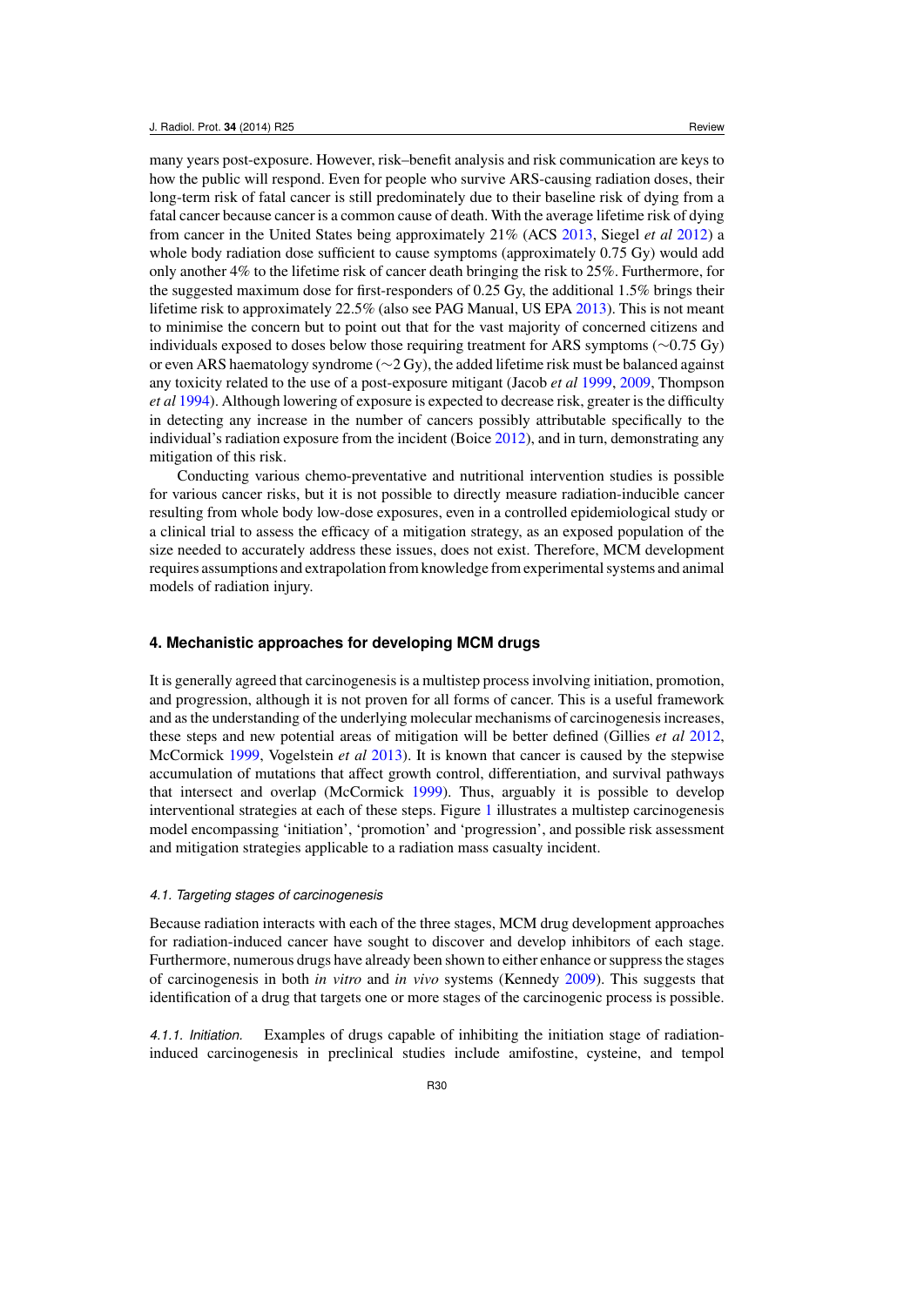many years post-exposure. However, risk–benefit analysis and risk communication are keys to how the public will respond. Even for people who survive ARS-causing radiation doses, their long-term risk of fatal cancer is still predominately due to their baseline risk of dying from a fatal cancer because cancer is a common cause of death. With the average lifetime risk of dying from cancer in the United States being approximately 21% (ACS 2013, Siegel *et al* 2012) a whole body radiation dose sufficient to cause symptoms (approximately 0.75 Gy) would add only another 4% to the lifetime risk of cancer death bringing the risk to 25%. Furthermore, for the suggested maximum dose for first-responders of 0.25 Gy, the additional 1.5% brings their lifetime risk to approximately 22.5% (also see PAG Manual, US EPA 2013). This is not meant to minimise the concern but to point out that for the vast majority of concerned citizens and individuals exposed to doses below those requiring treatment for ARS symptoms (∼0.75 Gy) or even ARS haematology syndrome (∼2 Gy), the added lifetime risk must be balanced against any toxicity related to the use of a post-exposure mitigant (Jacob *et al* 1999, 2009, Thompson *et al* 1994). Although lowering of exposure is expected to decrease risk, greater is the difficulty in detecting any increase in the number of cancers possibly attributable specifically to the individual's radiation exposure from the incident (Boice 2012), and in turn, demonstrating any mitigation of this risk.

Conducting various chemo-preventative and nutritional intervention studies is possible for various cancer risks, but it is not possible to directly measure radiation-inducible cancer resulting from whole body low-dose exposures, even in a controlled epidemiological study or a clinical trial to assess the efficacy of a mitigation strategy, as an exposed population of the size needed to accurately address these issues, does not exist. Therefore, MCM development requires assumptions and extrapolation from knowledge from experimental systems and animal models of radiation injury.

## 4. Mechanistic approaches for developing MCM drugs

It is generally agreed that carcinogenesis is a multistep process involving initiation, promotion, and progression, although it is not proven for all forms of cancer. This is a useful framework and as the understanding of the underlying molecular mechanisms of carcinogenesis increases, these steps and new potential areas of mitigation will be better defined (Gillies *et al* 2012, McCormick 1999, Vogelstein *et al* 2013). It is known that cancer is caused by the stepwise accumulation of mutations that affect growth control, differentiation, and survival pathways that intersect and overlap (McCormick 1999). Thus, arguably it is possible to develop interventional strategies at each of these steps. Figure 1 illustrates a multistep carcinogenesis model encompassing 'initiation', 'promotion' and 'progression', and possible risk assessment and mitigation strategies applicable to a radiation mass casualty incident.

### *4.1. Targeting stages of carcinogenesis*

Because radiation interacts with each of the three stages, MCM drug development approaches for radiation-induced cancer have sought to discover and develop inhibitors of each stage. Furthermore, numerous drugs have already been shown to either enhance or suppress the stages of carcinogenesis in both *in vitro* and *in vivo* systems (Kennedy 2009). This suggests that identification of a drug that targets one or more stages of the carcinogenic process is possible.

*4.1.1. Initiation.* Examples of drugs capable of inhibiting the initiation stage of radiation-induced carcinogenesis in preclinical studies include amifostine, cysteine, and tempol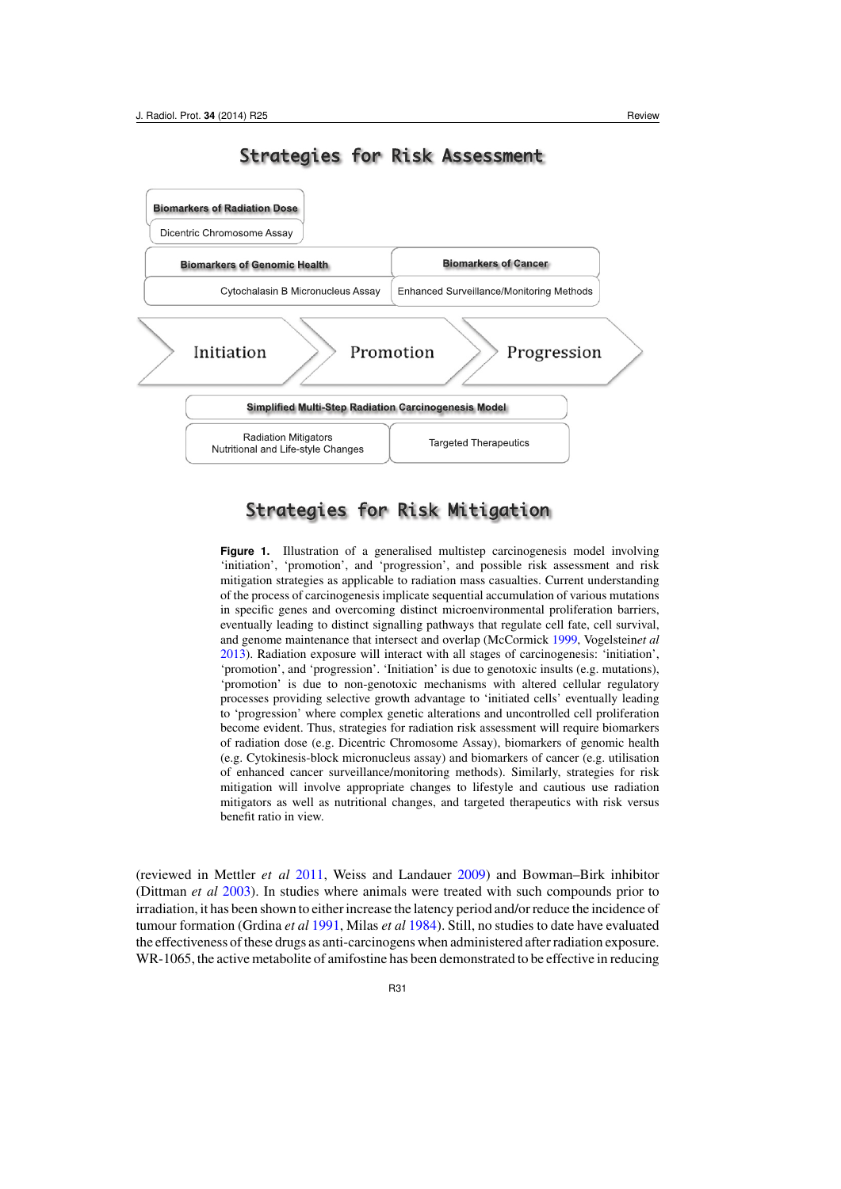Strategies for Risk Assessment

| Biomarkers of Radiation Dose | |
|---|---|
| Dicentric Chromosome Assay | |

| Biomarkers of Genomic Health | Biomarkers of Cancer |
|---|---|
| Cytochalasin B Micronucleus Assay | Enhanced Surveillance/Monitoring Methods |

Initiation → Promotion → Progression

| Simplified Multi-Step Radiation Carcinogenesis Model | |
|---|---|
| Radiation Mitigators<br>Nutritional and Life-style Changes | Targeted Therapeutics |

Strategies for Risk Mitigation

**Figure 1.** Illustration of a generalised multistep carcinogenesis model involving 'initiation', 'promotion', and 'progression', and possible risk assessment and risk mitigation strategies as applicable to radiation mass casualties. Current understanding of the process of carcinogenesis implicate sequential accumulation of various mutations in specific genes and overcoming distinct microenvironmental proliferation barriers, eventually leading to distinct signalling pathways that regulate cell fate, cell survival, and genome maintenance that intersect and overlap (McCormick 1999, Vogelstein*et al* 2013). Radiation exposure will interact with all stages of carcinogenesis: 'initiation', 'promotion', and 'progression'. 'Initiation' is due to genotoxic insults (e.g. mutations), 'promotion' is due to non-genotoxic mechanisms with altered cellular regulatory processes providing selective growth advantage to 'initiated cells' eventually leading to 'progression' where complex genetic alterations and uncontrolled cell proliferation become evident. Thus, strategies for radiation risk assessment will require biomarkers of radiation dose (e.g. Dicentric Chromosome Assay), biomarkers of genomic health (e.g. Cytokinesis-block micronucleus assay) and biomarkers of cancer (e.g. utilisation of enhanced cancer surveillance/monitoring methods). Similarly, strategies for risk mitigation will involve appropriate changes to lifestyle and cautious use radiation mitigators as well as nutritional changes, and targeted therapeutics with risk versus benefit ratio in view.

(reviewed in Mettler *et al* 2011, Weiss and Landauer 2009) and Bowman–Birk inhibitor (Dittman *et al* 2003). In studies where animals were treated with such compounds prior to irradiation, it has been shown to either increase the latency period and/or reduce the incidence of tumour formation (Grdina *et al* 1991, Milas *et al* 1984). Still, no studies to date have evaluated the effectiveness of these drugs as anti-carcinogens when administered after radiation exposure. WR-1065, the active metabolite of amifostine has been demonstrated to be effective in reducing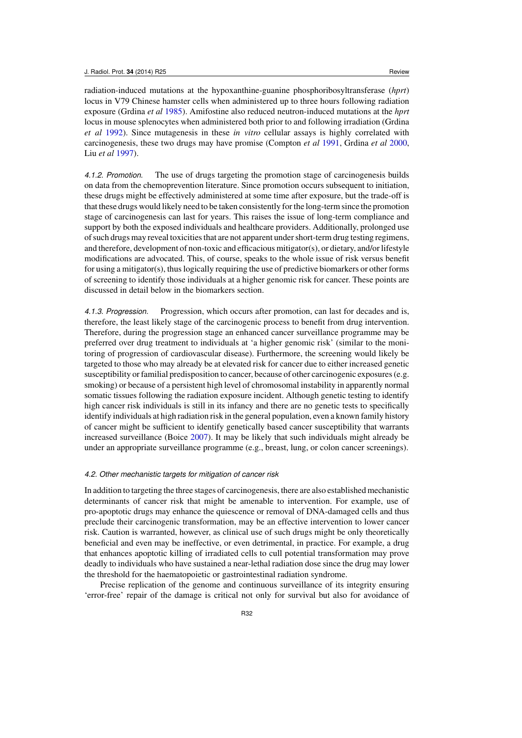radiation-induced mutations at the hypoxanthine-guanine phosphoribosyltransferase (*hprt*) locus in V79 Chinese hamster cells when administered up to three hours following radiation exposure (Grdina *et al* 1985). Amifostine also reduced neutron-induced mutations at the *hprt* locus in mouse splenocytes when administered both prior to and following irradiation (Grdina *et al* 1992). Since mutagenesis in these *in vitro* cellular assays is highly correlated with carcinogenesis, these two drugs may have promise (Compton *et al* 1991, Grdina *et al* 2000, Liu *et al* 1997).

*4.1.2. Promotion.* The use of drugs targeting the promotion stage of carcinogenesis builds on data from the chemoprevention literature. Since promotion occurs subsequent to initiation, these drugs might be effectively administered at some time after exposure, but the trade-off is that these drugs would likely need to be taken consistently for the long-term since the promotion stage of carcinogenesis can last for years. This raises the issue of long-term compliance and support by both the exposed individuals and healthcare providers. Additionally, prolonged use of such drugs may reveal toxicities that are not apparent under short-term drug testing regimens, and therefore, development of non-toxic and efficacious mitigator(s), or dietary, and/or lifestyle modifications are advocated. This, of course, speaks to the whole issue of risk versus benefit for using a mitigator(s), thus logically requiring the use of predictive biomarkers or other forms of screening to identify those individuals at a higher genomic risk for cancer. These points are discussed in detail below in the biomarkers section.

*4.1.3. Progression.* Progression, which occurs after promotion, can last for decades and is, therefore, the least likely stage of the carcinogenic process to benefit from drug intervention. Therefore, during the progression stage an enhanced cancer surveillance programme may be preferred over drug treatment to individuals at 'a higher genomic risk' (similar to the monitoring of progression of cardiovascular disease). Furthermore, the screening would likely be targeted to those who may already be at elevated risk for cancer due to either increased genetic susceptibility or familial predisposition to cancer, because of other carcinogenic exposures (e.g. smoking) or because of a persistent high level of chromosomal instability in apparently normal somatic tissues following the radiation exposure incident. Although genetic testing to identify high cancer risk individuals is still in its infancy and there are no genetic tests to specifically identify individuals at high radiation risk in the general population, even a known family history of cancer might be sufficient to identify genetically based cancer susceptibility that warrants increased surveillance (Boice 2007). It may be likely that such individuals might already be under an appropriate surveillance programme (e.g., breast, lung, or colon cancer screenings).

### *4.2. Other mechanistic targets for mitigation of cancer risk*

In addition to targeting the three stages of carcinogenesis, there are also established mechanistic determinants of cancer risk that might be amenable to intervention. For example, use of pro-apoptotic drugs may enhance the quiescence or removal of DNA-damaged cells and thus preclude their carcinogenic transformation, may be an effective intervention to lower cancer risk. Caution is warranted, however, as clinical use of such drugs might be only theoretically beneficial and even may be ineffective, or even detrimental, in practice. For example, a drug that enhances apoptotic killing of irradiated cells to cull potential transformation may prove deadly to individuals who have sustained a near-lethal radiation dose since the drug may lower the threshold for the haematopoietic or gastrointestinal radiation syndrome.

Precise replication of the genome and continuous surveillance of its integrity ensuring 'error-free' repair of the damage is critical not only for survival but also for avoidance of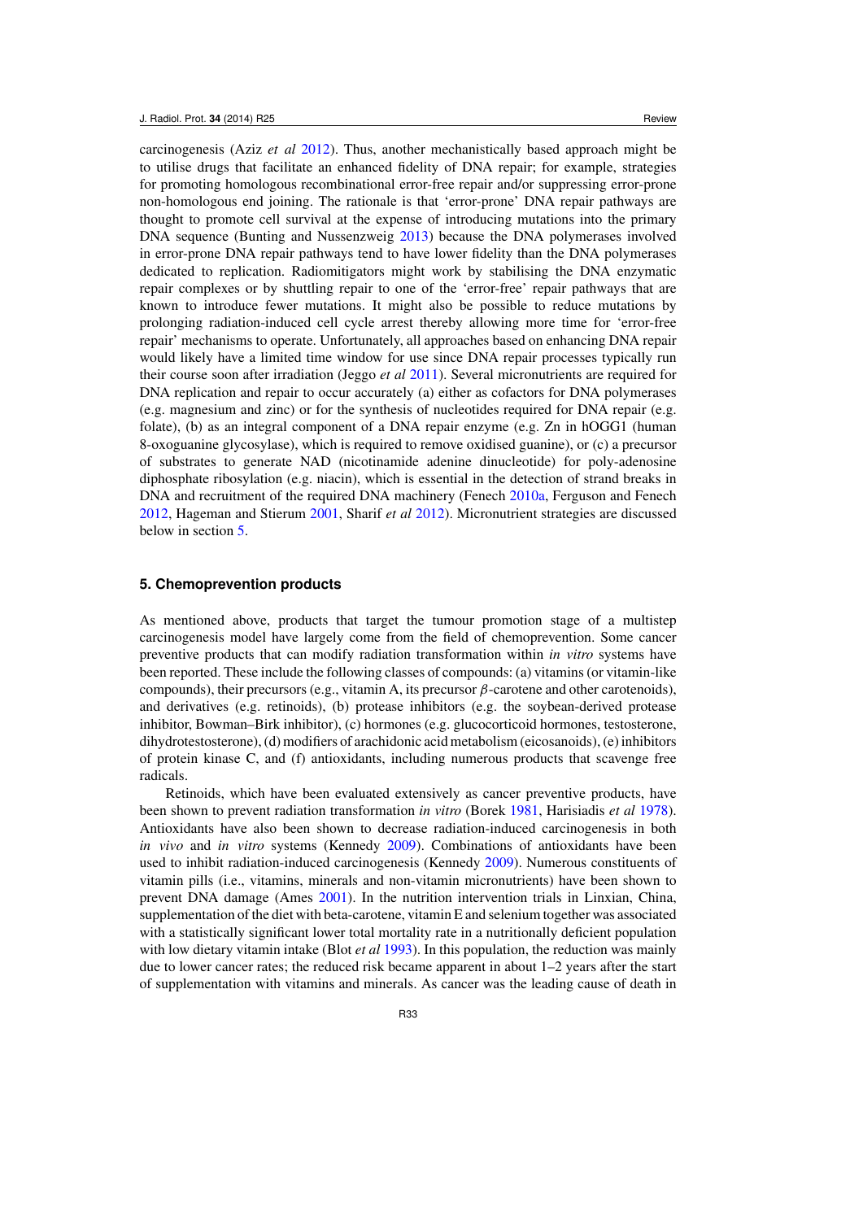carcinogenesis (Aziz *et al* 2012). Thus, another mechanistically based approach might be to utilise drugs that facilitate an enhanced fidelity of DNA repair; for example, strategies for promoting homologous recombinational error-free repair and/or suppressing error-prone non-homologous end joining. The rationale is that 'error-prone' DNA repair pathways are thought to promote cell survival at the expense of introducing mutations into the primary DNA sequence (Bunting and Nussenzweig 2013) because the DNA polymerases involved in error-prone DNA repair pathways tend to have lower fidelity than the DNA polymerases dedicated to replication. Radiomitigators might work by stabilising the DNA enzymatic repair complexes or by shuttling repair to one of the 'error-free' repair pathways that are known to introduce fewer mutations. It might also be possible to reduce mutations by prolonging radiation-induced cell cycle arrest thereby allowing more time for 'error-free repair' mechanisms to operate. Unfortunately, all approaches based on enhancing DNA repair would likely have a limited time window for use since DNA repair processes typically run their course soon after irradiation (Jeggo *et al* 2011). Several micronutrients are required for DNA replication and repair to occur accurately (a) either as cofactors for DNA polymerases (e.g. magnesium and zinc) or for the synthesis of nucleotides required for DNA repair (e.g. folate), (b) as an integral component of a DNA repair enzyme (e.g. Zn in hOGG1 (human 8-oxoguanine glycosylase), which is required to remove oxidised guanine), or (c) a precursor of substrates to generate NAD (nicotinamide adenine dinucleotide) for poly-adenosine diphosphate ribosylation (e.g. niacin), which is essential in the detection of strand breaks in DNA and recruitment of the required DNA machinery (Fenech 2010a, Ferguson and Fenech 2012, Hageman and Stierum 2001, Sharif *et al* 2012). Micronutrient strategies are discussed below in section 5.

## 5. Chemoprevention products

As mentioned above, products that target the tumour promotion stage of a multistep carcinogenesis model have largely come from the field of chemoprevention. Some cancer preventive products that can modify radiation transformation within *in vitro* systems have been reported. These include the following classes of compounds: (a) vitamins (or vitamin-like compounds), their precursors (e.g., vitamin A, its precursor $\beta$-carotene and other carotenoids), and derivatives (e.g. retinoids), (b) protease inhibitors (e.g. the soybean-derived protease inhibitor, Bowman–Birk inhibitor), (c) hormones (e.g. glucocorticoid hormones, testosterone, dihydrotestosterone), (d) modifiers of arachidonic acid metabolism (eicosanoids), (e) inhibitors of protein kinase C, and (f) antioxidants, including numerous products that scavenge free radicals.

Retinoids, which have been evaluated extensively as cancer preventive products, have been shown to prevent radiation transformation *in vitro* (Borek 1981, Harisiadis *et al* 1978). Antioxidants have also been shown to decrease radiation-induced carcinogenesis in both *in vivo* and *in vitro* systems (Kennedy 2009). Combinations of antioxidants have been used to inhibit radiation-induced carcinogenesis (Kennedy 2009). Numerous constituents of vitamin pills (i.e., vitamins, minerals and non-vitamin micronutrients) have been shown to prevent DNA damage (Ames 2001). In the nutrition intervention trials in Linxian, China, supplementation of the diet with beta-carotene, vitamin E and selenium together was associated with a statistically significant lower total mortality rate in a nutritionally deficient population with low dietary vitamin intake (Blot *et al* 1993). In this population, the reduction was mainly due to lower cancer rates; the reduced risk became apparent in about 1–2 years after the start of supplementation with vitamins and minerals. As cancer was the leading cause of death in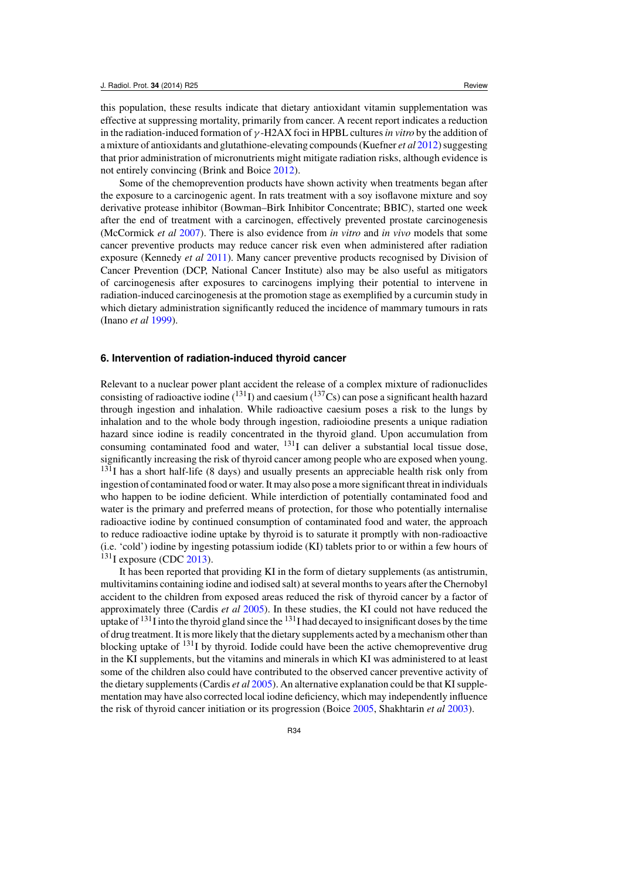this population, these results indicate that dietary antioxidant vitamin supplementation was effective at suppressing mortality, primarily from cancer. A recent report indicates a reduction in the radiation-induced formation of $\gamma$-H2AX foci in HPBL cultures *in vitro* by the addition of a mixture of antioxidants and glutathione-elevating compounds (Kuefner *et al* 2012) suggesting that prior administration of micronutrients might mitigate radiation risks, although evidence is not entirely convincing (Brink and Boice 2012).

Some of the chemoprevention products have shown activity when treatments began after the exposure to a carcinogenic agent. In rats treatment with a soy isoflavone mixture and soy derivative protease inhibitor (Bowman–Birk Inhibitor Concentrate; BBIC), started one week after the end of treatment with a carcinogen, effectively prevented prostate carcinogenesis (McCormick *et al* 2007). There is also evidence from *in vitro* and *in vivo* models that some cancer preventive products may reduce cancer risk even when administered after radiation exposure (Kennedy *et al* 2011). Many cancer preventive products recognised by Division of Cancer Prevention (DCP, National Cancer Institute) also may be also useful as mitigators of carcinogenesis after exposures to carcinogens implying their potential to intervene in radiation-induced carcinogenesis at the promotion stage as exemplified by a curcumin study in which dietary administration significantly reduced the incidence of mammary tumours in rats (Inano *et al* 1999).

## 6. Intervention of radiation-induced thyroid cancer

Relevant to a nuclear power plant accident the release of a complex mixture of radionuclides consisting of radioactive iodine ($^{131}$I) and caesium ($^{137}$Cs) can pose a significant health hazard through ingestion and inhalation. While radioactive caesium poses a risk to the lungs by inhalation and to the whole body through ingestion, radioiodine presents a unique radiation hazard since iodine is readily concentrated in the thyroid gland. Upon accumulation from consuming contaminated food and water, $^{131}$I can deliver a substantial local tissue dose, significantly increasing the risk of thyroid cancer among people who are exposed when young. $^{131}$I has a short half-life (8 days) and usually presents an appreciable health risk only from ingestion of contaminated food or water. It may also pose a more significant threat in individuals who happen to be iodine deficient. While interdiction of potentially contaminated food and water is the primary and preferred means of protection, for those who potentially internalise radioactive iodine by continued consumption of contaminated food and water, the approach to reduce radioactive iodine uptake by thyroid is to saturate it promptly with non-radioactive (i.e. 'cold') iodine by ingesting potassium iodide (KI) tablets prior to or within a few hours of $^{131}$I exposure (CDC 2013).

It has been reported that providing KI in the form of dietary supplements (as antistrumin, multivitamins containing iodine and iodised salt) at several months to years after the Chernobyl accident to the children from exposed areas reduced the risk of thyroid cancer by a factor of approximately three (Cardis *et al* 2005). In these studies, the KI could not have reduced the uptake of $^{131}$I into the thyroid gland since the $^{131}$I had decayed to insignificant doses by the time of drug treatment. It is more likely that the dietary supplements acted by a mechanism other than blocking uptake of $^{131}$I by thyroid. Iodide could have been the active chemopreventive drug in the KI supplements, but the vitamins and minerals in which KI was administered to at least some of the children also could have contributed to the observed cancer preventive activity of the dietary supplements (Cardis *et al* 2005). An alternative explanation could be that KI supplementation may have also corrected local iodine deficiency, which may independently influence the risk of thyroid cancer initiation or its progression (Boice 2005, Shakhtarin *et al* 2003).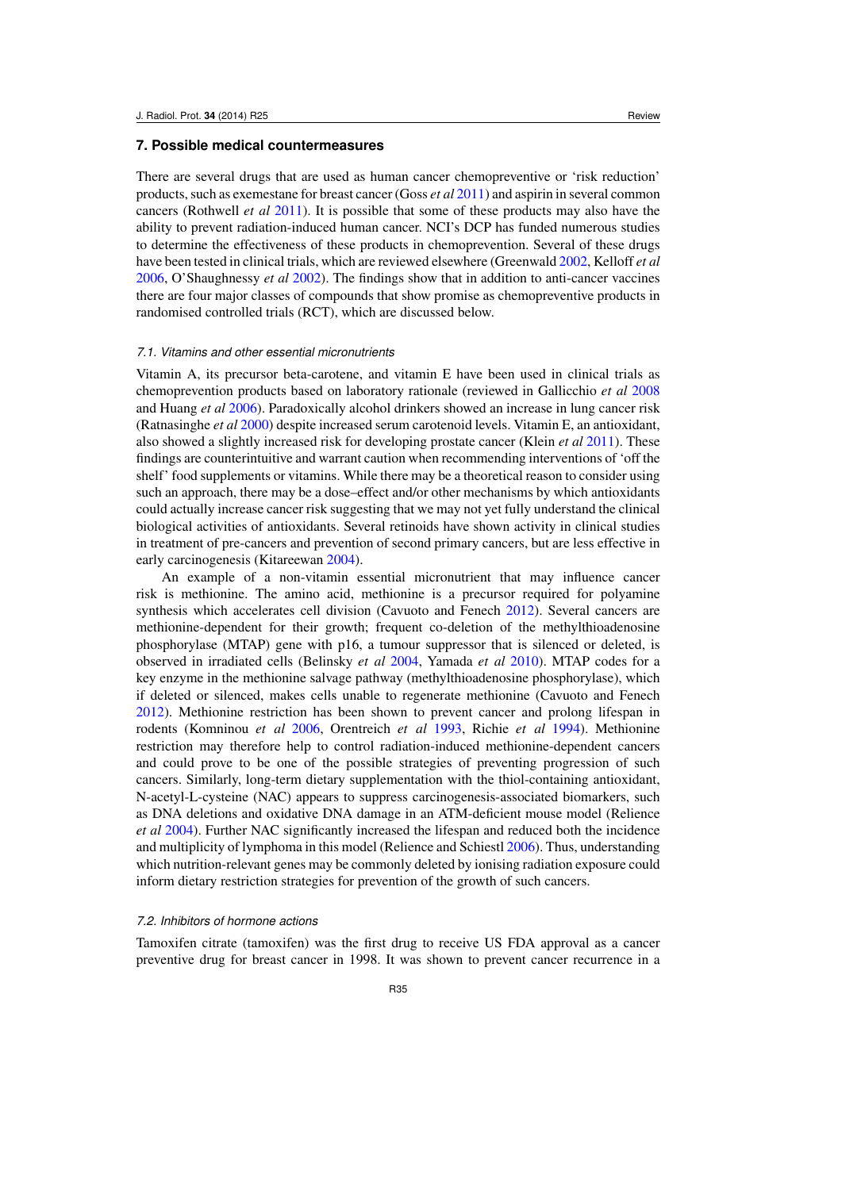## 7. Possible medical countermeasures

There are several drugs that are used as human cancer chemopreventive or 'risk reduction' products, such as exemestane for breast cancer (Goss *et al* 2011) and aspirin in several common cancers (Rothwell *et al* 2011). It is possible that some of these products may also have the ability to prevent radiation-induced human cancer. NCI's DCP has funded numerous studies to determine the effectiveness of these products in chemoprevention. Several of these drugs have been tested in clinical trials, which are reviewed elsewhere (Greenwald 2002, Kelloff *et al* 2006, O'Shaughnessy *et al* 2002). The findings show that in addition to anti-cancer vaccines there are four major classes of compounds that show promise as chemopreventive products in randomised controlled trials (RCT), which are discussed below.

### *7.1. Vitamins and other essential micronutrients*

Vitamin A, its precursor beta-carotene, and vitamin E have been used in clinical trials as chemoprevention products based on laboratory rationale (reviewed in Gallicchio *et al* 2008 and Huang *et al* 2006). Paradoxically alcohol drinkers showed an increase in lung cancer risk (Ratnasinghe *et al* 2000) despite increased serum carotenoid levels. Vitamin E, an antioxidant, also showed a slightly increased risk for developing prostate cancer (Klein *et al* 2011). These findings are counterintuitive and warrant caution when recommending interventions of 'off the shelf' food supplements or vitamins. While there may be a theoretical reason to consider using such an approach, there may be a dose–effect and/or other mechanisms by which antioxidants could actually increase cancer risk suggesting that we may not yet fully understand the clinical biological activities of antioxidants. Several retinoids have shown activity in clinical studies in treatment of pre-cancers and prevention of second primary cancers, but are less effective in early carcinogenesis (Kitareewan 2004).

An example of a non-vitamin essential micronutrient that may influence cancer risk is methionine. The amino acid, methionine is a precursor required for polyamine synthesis which accelerates cell division (Cavuoto and Fenech 2012). Several cancers are methionine-dependent for their growth; frequent co-deletion of the methylthioadenosine phosphorylase (MTAP) gene with p16, a tumour suppressor that is silenced or deleted, is observed in irradiated cells (Belinsky *et al* 2004, Yamada *et al* 2010). MTAP codes for a key enzyme in the methionine salvage pathway (methylthioadenosine phosphorylase), which if deleted or silenced, makes cells unable to regenerate methionine (Cavuoto and Fenech 2012). Methionine restriction has been shown to prevent cancer and prolong lifespan in rodents (Komninou *et al* 2006, Orentreich *et al* 1993, Richie *et al* 1994). Methionine restriction may therefore help to control radiation-induced methionine-dependent cancers and could prove to be one of the possible strategies of preventing progression of such cancers. Similarly, long-term dietary supplementation with the thiol-containing antioxidant, N-acetyl-L-cysteine (NAC) appears to suppress carcinogenesis-associated biomarkers, such as DNA deletions and oxidative DNA damage in an ATM-deficient mouse model (Relience *et al* 2004). Further NAC significantly increased the lifespan and reduced both the incidence and multiplicity of lymphoma in this model (Relience and Schiestl 2006). Thus, understanding which nutrition-relevant genes may be commonly deleted by ionising radiation exposure could inform dietary restriction strategies for prevention of the growth of such cancers.

### *7.2. Inhibitors of hormone actions*

Tamoxifen citrate (tamoxifen) was the first drug to receive US FDA approval as a cancer preventive drug for breast cancer in 1998. It was shown to prevent cancer recurrence in a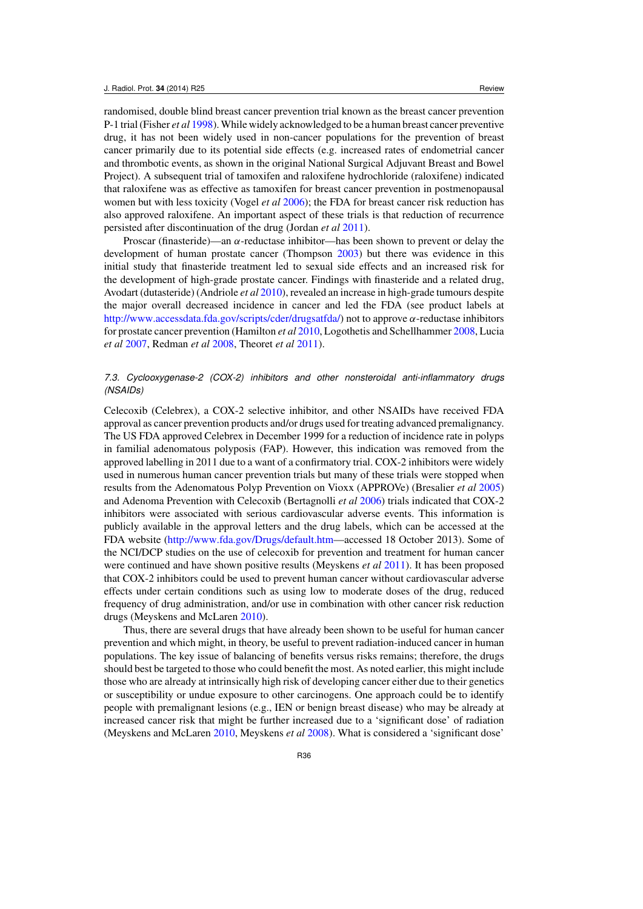randomised, double blind breast cancer prevention trial known as the breast cancer prevention P-1 trial (Fisher *et al* 1998). While widely acknowledged to be a human breast cancer preventive drug, it has not been widely used in non-cancer populations for the prevention of breast cancer primarily due to its potential side effects (e.g. increased rates of endometrial cancer and thrombotic events, as shown in the original National Surgical Adjuvant Breast and Bowel Project). A subsequent trial of tamoxifen and raloxifene hydrochloride (raloxifene) indicated that raloxifene was as effective as tamoxifen for breast cancer prevention in postmenopausal women but with less toxicity (Vogel *et al* 2006); the FDA for breast cancer risk reduction has also approved raloxifene. An important aspect of these trials is that reduction of recurrence persisted after discontinuation of the drug (Jordan *et al* 2011).

Proscar (finasteride)—an $\alpha$-reductase inhibitor—has been shown to prevent or delay the development of human prostate cancer (Thompson 2003) but there was evidence in this initial study that finasteride treatment led to sexual side effects and an increased risk for the development of high-grade prostate cancer. Findings with finasteride and a related drug, Avodart (dutasteride) (Andriole *et al* 2010), revealed an increase in high-grade tumours despite the major overall decreased incidence in cancer and led the FDA (see product labels at http://www.accessdata.fda.gov/scripts/cder/drugsatfda/) not to approve $\alpha$-reductase inhibitors for prostate cancer prevention (Hamilton *et al* 2010, Logothetis and Schellhammer 2008, Lucia *et al* 2007, Redman *et al* 2008, Theoret *et al* 2011).

### *7.3. Cyclooxygenase-2 (COX-2) inhibitors and other nonsteroidal anti-inflammatory drugs (NSAIDs)*

Celecoxib (Celebrex), a COX-2 selective inhibitor, and other NSAIDs have received FDA approval as cancer prevention products and/or drugs used for treating advanced premalignancy. The US FDA approved Celebrex in December 1999 for a reduction of incidence rate in polyps in familial adenomatous polyposis (FAP). However, this indication was removed from the approved labelling in 2011 due to a want of a confirmatory trial. COX-2 inhibitors were widely used in numerous human cancer prevention trials but many of these trials were stopped when results from the Adenomatous Polyp Prevention on Vioxx (APPROVe) (Bresalier *et al* 2005) and Adenoma Prevention with Celecoxib (Bertagnolli *et al* 2006) trials indicated that COX-2 inhibitors were associated with serious cardiovascular adverse events. This information is publicly available in the approval letters and the drug labels, which can be accessed at the FDA website (http://www.fda.gov/Drugs/default.htm—accessed 18 October 2013). Some of the NCI/DCP studies on the use of celecoxib for prevention and treatment for human cancer were continued and have shown positive results (Meyskens *et al* 2011). It has been proposed that COX-2 inhibitors could be used to prevent human cancer without cardiovascular adverse effects under certain conditions such as using low to moderate doses of the drug, reduced frequency of drug administration, and/or use in combination with other cancer risk reduction drugs (Meyskens and McLaren 2010).

Thus, there are several drugs that have already been shown to be useful for human cancer prevention and which might, in theory, be useful to prevent radiation-induced cancer in human populations. The key issue of balancing of benefits versus risks remains; therefore, the drugs should best be targeted to those who could benefit the most. As noted earlier, this might include those who are already at intrinsically high risk of developing cancer either due to their genetics or susceptibility or undue exposure to other carcinogens. One approach could be to identify people with premalignant lesions (e.g., IEN or benign breast disease) who may be already at increased cancer risk that might be further increased due to a 'significant dose' of radiation (Meyskens and McLaren 2010, Meyskens *et al* 2008). What is considered a 'significant dose'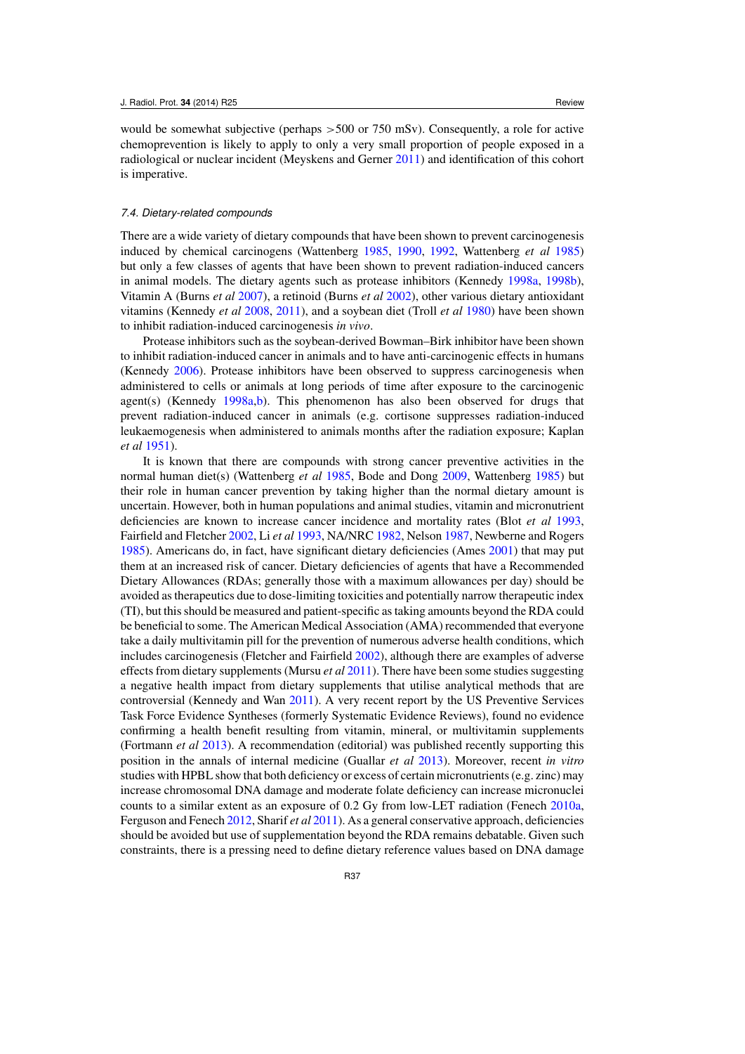would be somewhat subjective (perhaps >500 or 750 mSv). Consequently, a role for active chemoprevention is likely to apply to only a very small proportion of people exposed in a radiological or nuclear incident (Meyskens and Gerner 2011) and identification of this cohort is imperative.

### *7.4. Dietary-related compounds*

There are a wide variety of dietary compounds that have been shown to prevent carcinogenesis induced by chemical carcinogens (Wattenberg 1985, 1990, 1992, Wattenberg *et al* 1985) but only a few classes of agents that have been shown to prevent radiation-induced cancers in animal models. The dietary agents such as protease inhibitors (Kennedy 1998a, 1998b), Vitamin A (Burns *et al* 2007), a retinoid (Burns *et al* 2002), other various dietary antioxidant vitamins (Kennedy *et al* 2008, 2011), and a soybean diet (Troll *et al* 1980) have been shown to inhibit radiation-induced carcinogenesis *in vivo*.

Protease inhibitors such as the soybean-derived Bowman–Birk inhibitor have been shown to inhibit radiation-induced cancer in animals and to have anti-carcinogenic effects in humans (Kennedy 2006). Protease inhibitors have been observed to suppress carcinogenesis when administered to cells or animals at long periods of time after exposure to the carcinogenic agent(s) (Kennedy 1998a,b). This phenomenon has also been observed for drugs that prevent radiation-induced cancer in animals (e.g. cortisone suppresses radiation-induced leukaemogenesis when administered to animals months after the radiation exposure; Kaplan *et al* 1951).

It is known that there are compounds with strong cancer preventive activities in the normal human diet(s) (Wattenberg *et al* 1985, Bode and Dong 2009, Wattenberg 1985) but their role in human cancer prevention by taking higher than the normal dietary amount is uncertain. However, both in human populations and animal studies, vitamin and micronutrient deficiencies are known to increase cancer incidence and mortality rates (Blot *et al* 1993, Fairfield and Fletcher 2002, Li *et al* 1993, NA/NRC 1982, Nelson 1987, Newberne and Rogers 1985). Americans do, in fact, have significant dietary deficiencies (Ames 2001) that may put them at an increased risk of cancer. Dietary deficiencies of agents that have a Recommended Dietary Allowances (RDAs; generally those with a maximum allowances per day) should be avoided as therapeutics due to dose-limiting toxicities and potentially narrow therapeutic index (TI), but this should be measured and patient-specific as taking amounts beyond the RDA could be beneficial to some. The American Medical Association (AMA) recommended that everyone take a daily multivitamin pill for the prevention of numerous adverse health conditions, which includes carcinogenesis (Fletcher and Fairfield 2002), although there are examples of adverse effects from dietary supplements (Mursu *et al* 2011). There have been some studies suggesting a negative health impact from dietary supplements that utilise analytical methods that are controversial (Kennedy and Wan 2011). A very recent report by the US Preventive Services Task Force Evidence Syntheses (formerly Systematic Evidence Reviews), found no evidence confirming a health benefit resulting from vitamin, mineral, or multivitamin supplements (Fortmann *et al* 2013). A recommendation (editorial) was published recently supporting this position in the annals of internal medicine (Guallar *et al* 2013). Moreover, recent *in vitro* studies with HPBL show that both deficiency or excess of certain micronutrients (e.g. zinc) may increase chromosomal DNA damage and moderate folate deficiency can increase micronuclei counts to a similar extent as an exposure of 0.2 Gy from low-LET radiation (Fenech 2010a, Ferguson and Fenech 2012, Sharif *et al* 2011). As a general conservative approach, deficiencies should be avoided but use of supplementation beyond the RDA remains debatable. Given such constraints, there is a pressing need to define dietary reference values based on DNA damage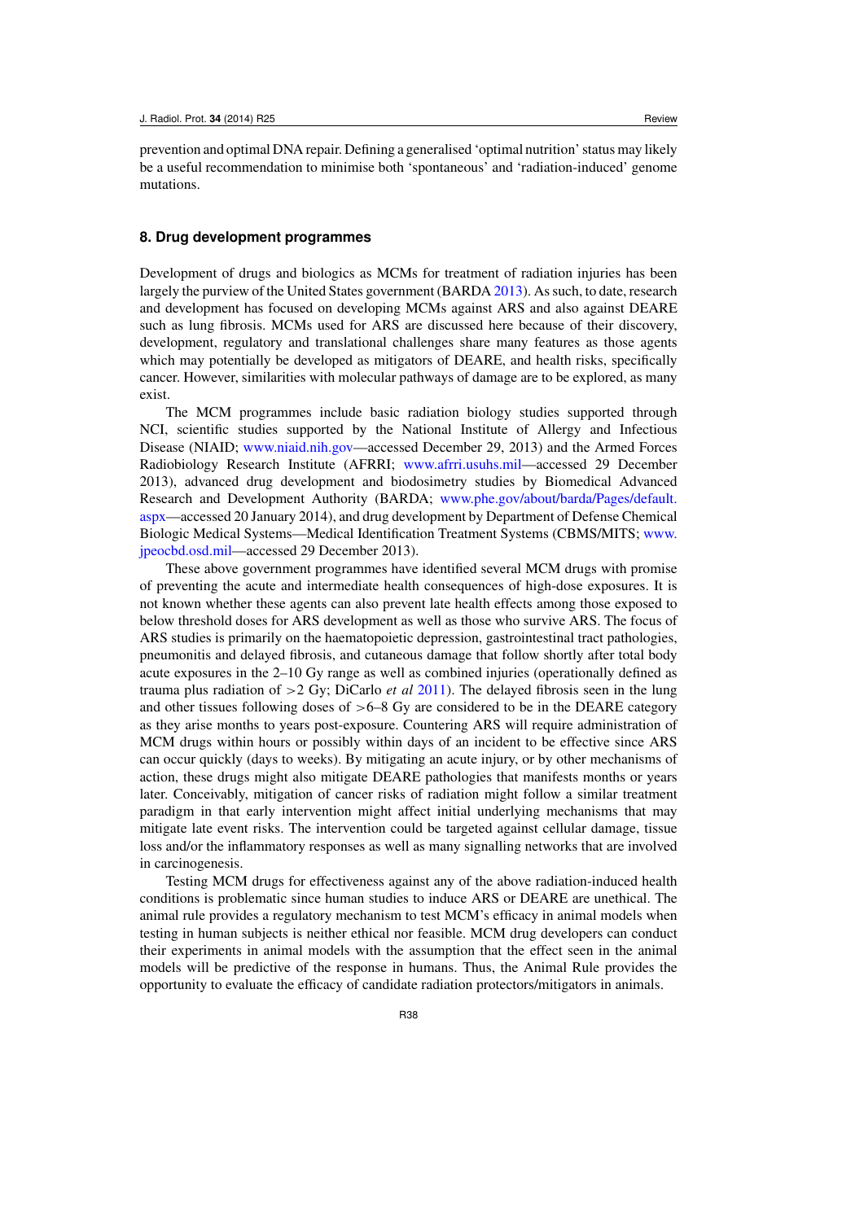prevention and optimal DNA repair. Defining a generalised 'optimal nutrition' status may likely be a useful recommendation to minimise both 'spontaneous' and 'radiation-induced' genome mutations.

## 8. Drug development programmes

Development of drugs and biologics as MCMs for treatment of radiation injuries has been largely the purview of the United States government (BARDA 2013). As such, to date, research and development has focused on developing MCMs against ARS and also against DEARE such as lung fibrosis. MCMs used for ARS are discussed here because of their discovery, development, regulatory and translational challenges share many features as those agents which may potentially be developed as mitigators of DEARE, and health risks, specifically cancer. However, similarities with molecular pathways of damage are to be explored, as many exist.

The MCM programmes include basic radiation biology studies supported through NCI, scientific studies supported by the National Institute of Allergy and Infectious Disease (NIAID; www.niaid.nih.gov—accessed December 29, 2013) and the Armed Forces Radiobiology Research Institute (AFRRI; www.afrri.usuhs.mil—accessed 29 December 2013), advanced drug development and biodosimetry studies by Biomedical Advanced Research and Development Authority (BARDA; www.phe.gov/about/barda/Pages/default.aspx—accessed 20 January 2014), and drug development by Department of Defense Chemical Biologic Medical Systems—Medical Identification Treatment Systems (CBMS/MITS; www.jpeocbd.osd.mil—accessed 29 December 2013).

These above government programmes have identified several MCM drugs with promise of preventing the acute and intermediate health consequences of high-dose exposures. It is not known whether these agents can also prevent late health effects among those exposed to below threshold doses for ARS development as well as those who survive ARS. The focus of ARS studies is primarily on the haematopoietic depression, gastrointestinal tract pathologies, pneumonitis and delayed fibrosis, and cutaneous damage that follow shortly after total body acute exposures in the 2–10 Gy range as well as combined injuries (operationally defined as trauma plus radiation of >2 Gy; DiCarlo *et al* 2011). The delayed fibrosis seen in the lung and other tissues following doses of >6–8 Gy are considered to be in the DEARE category as they arise months to years post-exposure. Countering ARS will require administration of MCM drugs within hours or possibly within days of an incident to be effective since ARS can occur quickly (days to weeks). By mitigating an acute injury, or by other mechanisms of action, these drugs might also mitigate DEARE pathologies that manifests months or years later. Conceivably, mitigation of cancer risks of radiation might follow a similar treatment paradigm in that early intervention might affect initial underlying mechanisms that may mitigate late event risks. The intervention could be targeted against cellular damage, tissue loss and/or the inflammatory responses as well as many signalling networks that are involved in carcinogenesis.

Testing MCM drugs for effectiveness against any of the above radiation-induced health conditions is problematic since human studies to induce ARS or DEARE are unethical. The animal rule provides a regulatory mechanism to test MCM's efficacy in animal models when testing in human subjects is neither ethical nor feasible. MCM drug developers can conduct their experiments in animal models with the assumption that the effect seen in the animal models will be predictive of the response in humans. Thus, the Animal Rule provides the opportunity to evaluate the efficacy of candidate radiation protectors/mitigators in animals.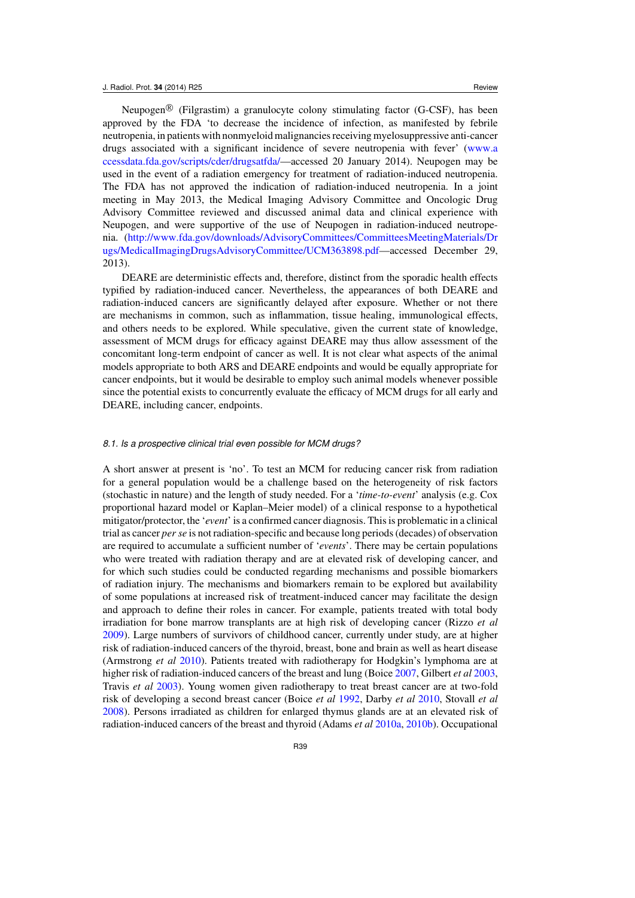Neupogen® (Filgrastim) a granulocyte colony stimulating factor (G-CSF), has been approved by the FDA 'to decrease the incidence of infection, as manifested by febrile neutropenia, in patients with nonmyeloid malignancies receiving myelosuppressive anti-cancer drugs associated with a significant incidence of severe neutropenia with fever' (www.accessdata.fda.gov/scripts/cder/drugsatfda/—accessed 20 January 2014). Neupogen may be used in the event of a radiation emergency for treatment of radiation-induced neutropenia. The FDA has not approved the indication of radiation-induced neutropenia. In a joint meeting in May 2013, the Medical Imaging Advisory Committee and Oncologic Drug Advisory Committee reviewed and discussed animal data and clinical experience with Neupogen, and were supportive of the use of Neupogen in radiation-induced neutropenia. (http://www.fda.gov/downloads/AdvisoryCommittees/CommitteesMeetingMaterials/Drugs/MedicalImagingDrugsAdvisoryCommittee/UCM363898.pdf—accessed December 29, 2013).

DEARE are deterministic effects and, therefore, distinct from the sporadic health effects typified by radiation-induced cancer. Nevertheless, the appearances of both DEARE and radiation-induced cancers are significantly delayed after exposure. Whether or not there are mechanisms in common, such as inflammation, tissue healing, immunological effects, and others needs to be explored. While speculative, given the current state of knowledge, assessment of MCM drugs for efficacy against DEARE may thus allow assessment of the concomitant long-term endpoint of cancer as well. It is not clear what aspects of the animal models appropriate to both ARS and DEARE endpoints and would be equally appropriate for cancer endpoints, but it would be desirable to employ such animal models whenever possible since the potential exists to concurrently evaluate the efficacy of MCM drugs for all early and DEARE, including cancer, endpoints.

### *8.1. Is a prospective clinical trial even possible for MCM drugs?*

A short answer at present is 'no'. To test an MCM for reducing cancer risk from radiation for a general population would be a challenge based on the heterogeneity of risk factors (stochastic in nature) and the length of study needed. For a '*time-to-event*' analysis (e.g. Cox proportional hazard model or Kaplan–Meier model) of a clinical response to a hypothetical mitigator/protector, the '*event*' is a confirmed cancer diagnosis. This is problematic in a clinical trial as cancer *per se* is not radiation-specific and because long periods (decades) of observation are required to accumulate a sufficient number of '*events*'. There may be certain populations who were treated with radiation therapy and are at elevated risk of developing cancer, and for which such studies could be conducted regarding mechanisms and possible biomarkers of radiation injury. The mechanisms and biomarkers remain to be explored but availability of some populations at increased risk of treatment-induced cancer may facilitate the design and approach to define their roles in cancer. For example, patients treated with total body irradiation for bone marrow transplants are at high risk of developing cancer (Rizzo *et al* 2009). Large numbers of survivors of childhood cancer, currently under study, are at higher risk of radiation-induced cancers of the thyroid, breast, bone and brain as well as heart disease (Armstrong *et al* 2010). Patients treated with radiotherapy for Hodgkin's lymphoma are at higher risk of radiation-induced cancers of the breast and lung (Boice 2007, Gilbert *et al* 2003, Travis *et al* 2003). Young women given radiotherapy to treat breast cancer are at two-fold risk of developing a second breast cancer (Boice *et al* 1992, Darby *et al* 2010, Stovall *et al* 2008). Persons irradiated as children for enlarged thymus glands are at an elevated risk of radiation-induced cancers of the breast and thyroid (Adams *et al* 2010a, 2010b). Occupational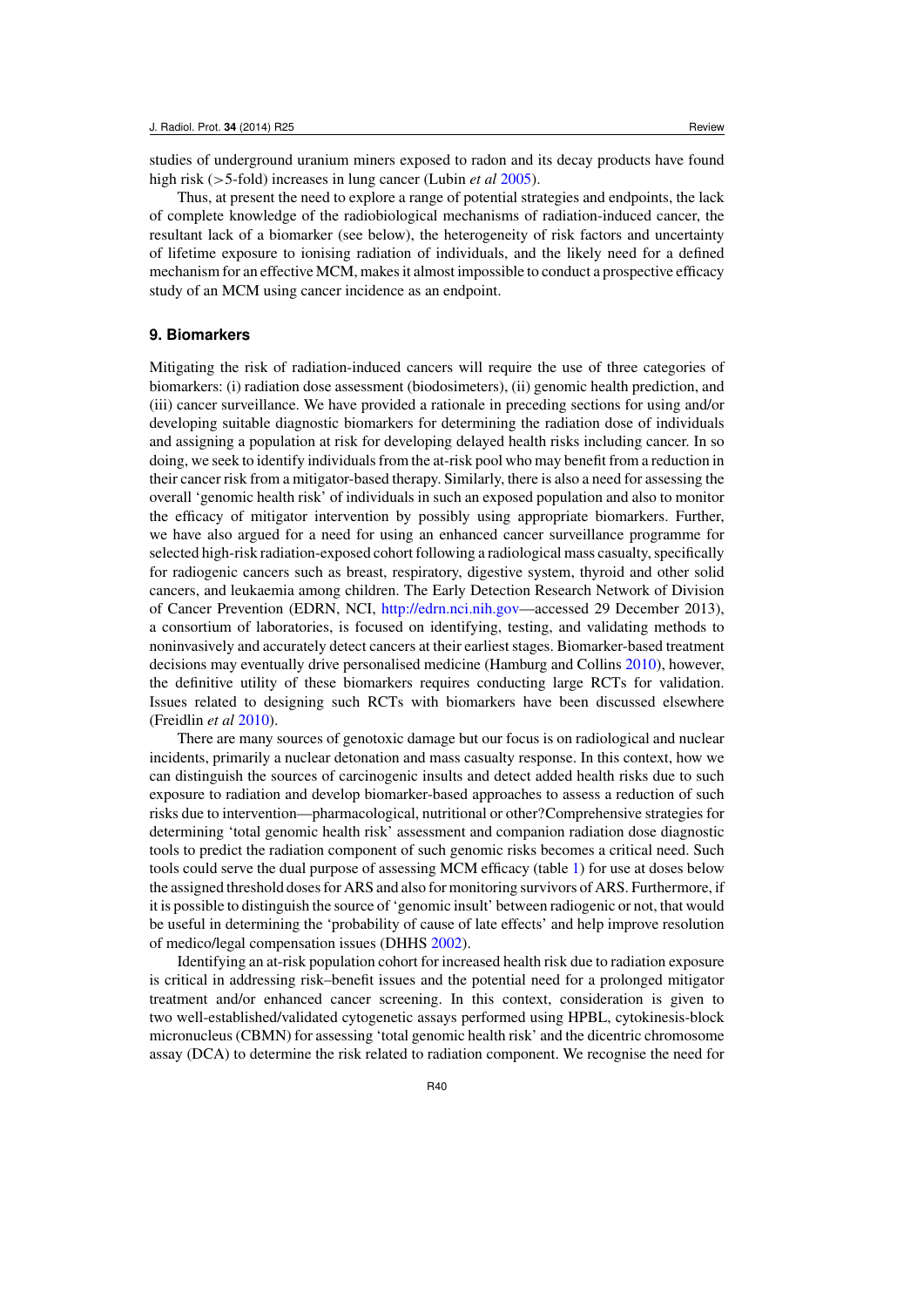studies of underground uranium miners exposed to radon and its decay products have found high risk (>5-fold) increases in lung cancer (Lubin *et al* 2005).

Thus, at present the need to explore a range of potential strategies and endpoints, the lack of complete knowledge of the radiobiological mechanisms of radiation-induced cancer, the resultant lack of a biomarker (see below), the heterogeneity of risk factors and uncertainty of lifetime exposure to ionising radiation of individuals, and the likely need for a defined mechanism for an effective MCM, makes it almost impossible to conduct a prospective efficacy study of an MCM using cancer incidence as an endpoint.

## 9. Biomarkers

Mitigating the risk of radiation-induced cancers will require the use of three categories of biomarkers: (i) radiation dose assessment (biodosimeters), (ii) genomic health prediction, and (iii) cancer surveillance. We have provided a rationale in preceding sections for using and/or developing suitable diagnostic biomarkers for determining the radiation dose of individuals and assigning a population at risk for developing delayed health risks including cancer. In so doing, we seek to identify individuals from the at-risk pool who may benefit from a reduction in their cancer risk from a mitigator-based therapy. Similarly, there is also a need for assessing the overall 'genomic health risk' of individuals in such an exposed population and also to monitor the efficacy of mitigator intervention by possibly using appropriate biomarkers. Further, we have also argued for a need for using an enhanced cancer surveillance programme for selected high-risk radiation-exposed cohort following a radiological mass casualty, specifically for radiogenic cancers such as breast, respiratory, digestive system, thyroid and other solid cancers, and leukaemia among children. The Early Detection Research Network of Division of Cancer Prevention (EDRN, NCI, http://edrn.nci.nih.gov—accessed 29 December 2013), a consortium of laboratories, is focused on identifying, testing, and validating methods to noninvasively and accurately detect cancers at their earliest stages. Biomarker-based treatment decisions may eventually drive personalised medicine (Hamburg and Collins 2010), however, the definitive utility of these biomarkers requires conducting large RCTs for validation. Issues related to designing such RCTs with biomarkers have been discussed elsewhere (Freidlin *et al* 2010).

There are many sources of genotoxic damage but our focus is on radiological and nuclear incidents, primarily a nuclear detonation and mass casualty response. In this context, how we can distinguish the sources of carcinogenic insults and detect added health risks due to such exposure to radiation and develop biomarker-based approaches to assess a reduction of such risks due to intervention—pharmacological, nutritional or other?Comprehensive strategies for determining 'total genomic health risk' assessment and companion radiation dose diagnostic tools to predict the radiation component of such genomic risks becomes a critical need. Such tools could serve the dual purpose of assessing MCM efficacy (table 1) for use at doses below the assigned threshold doses for ARS and also for monitoring survivors of ARS. Furthermore, if it is possible to distinguish the source of 'genomic insult' between radiogenic or not, that would be useful in determining the 'probability of cause of late effects' and help improve resolution of medico/legal compensation issues (DHHS 2002).

Identifying an at-risk population cohort for increased health risk due to radiation exposure is critical in addressing risk–benefit issues and the potential need for a prolonged mitigator treatment and/or enhanced cancer screening. In this context, consideration is given to two well-established/validated cytogenetic assays performed using HPBL, cytokinesis-block micronucleus (CBMN) for assessing 'total genomic health risk' and the dicentric chromosome assay (DCA) to determine the risk related to radiation component. We recognise the need for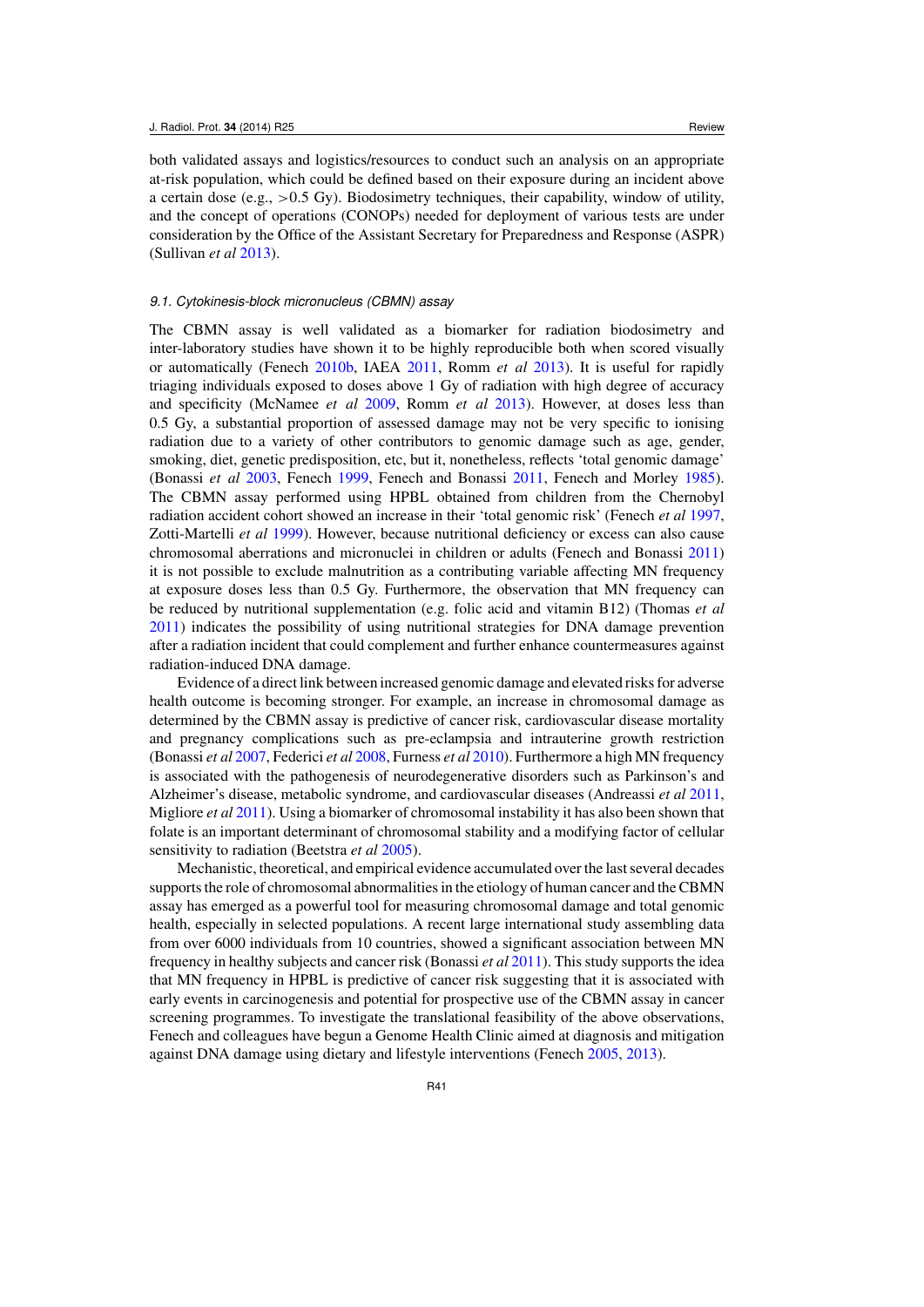both validated assays and logistics/resources to conduct such an analysis on an appropriate at-risk population, which could be defined based on their exposure during an incident above a certain dose (e.g., >0.5 Gy). Biodosimetry techniques, their capability, window of utility, and the concept of operations (CONOPs) needed for deployment of various tests are under consideration by the Office of the Assistant Secretary for Preparedness and Response (ASPR) (Sullivan *et al* 2013).

### *9.1. Cytokinesis-block micronucleus (CBMN) assay*

The CBMN assay is well validated as a biomarker for radiation biodosimetry and inter-laboratory studies have shown it to be highly reproducible both when scored visually or automatically (Fenech 2010b, IAEA 2011, Romm *et al* 2013). It is useful for rapidly triaging individuals exposed to doses above 1 Gy of radiation with high degree of accuracy and specificity (McNamee *et al* 2009, Romm *et al* 2013). However, at doses less than 0.5 Gy, a substantial proportion of assessed damage may not be very specific to ionising radiation due to a variety of other contributors to genomic damage such as age, gender, smoking, diet, genetic predisposition, etc, but it, nonetheless, reflects 'total genomic damage' (Bonassi *et al* 2003, Fenech 1999, Fenech and Bonassi 2011, Fenech and Morley 1985). The CBMN assay performed using HPBL obtained from children from the Chernobyl radiation accident cohort showed an increase in their 'total genomic risk' (Fenech *et al* 1997, Zotti-Martelli *et al* 1999). However, because nutritional deficiency or excess can also cause chromosomal aberrations and micronuclei in children or adults (Fenech and Bonassi 2011) it is not possible to exclude malnutrition as a contributing variable affecting MN frequency at exposure doses less than 0.5 Gy. Furthermore, the observation that MN frequency can be reduced by nutritional supplementation (e.g. folic acid and vitamin B12) (Thomas *et al* 2011) indicates the possibility of using nutritional strategies for DNA damage prevention after a radiation incident that could complement and further enhance countermeasures against radiation-induced DNA damage.

Evidence of a direct link between increased genomic damage and elevated risks for adverse health outcome is becoming stronger. For example, an increase in chromosomal damage as determined by the CBMN assay is predictive of cancer risk, cardiovascular disease mortality and pregnancy complications such as pre-eclampsia and intrauterine growth restriction (Bonassi *et al* 2007, Federici *et al* 2008, Furness *et al* 2010). Furthermore a high MN frequency is associated with the pathogenesis of neurodegenerative disorders such as Parkinson's and Alzheimer's disease, metabolic syndrome, and cardiovascular diseases (Andreassi *et al* 2011, Migliore *et al* 2011). Using a biomarker of chromosomal instability it has also been shown that folate is an important determinant of chromosomal stability and a modifying factor of cellular sensitivity to radiation (Beetstra *et al* 2005).

Mechanistic, theoretical, and empirical evidence accumulated over the last several decades supports the role of chromosomal abnormalities in the etiology of human cancer and the CBMN assay has emerged as a powerful tool for measuring chromosomal damage and total genomic health, especially in selected populations. A recent large international study assembling data from over 6000 individuals from 10 countries, showed a significant association between MN frequency in healthy subjects and cancer risk (Bonassi *et al* 2011). This study supports the idea that MN frequency in HPBL is predictive of cancer risk suggesting that it is associated with early events in carcinogenesis and potential for prospective use of the CBMN assay in cancer screening programmes. To investigate the translational feasibility of the above observations, Fenech and colleagues have begun a Genome Health Clinic aimed at diagnosis and mitigation against DNA damage using dietary and lifestyle interventions (Fenech 2005, 2013).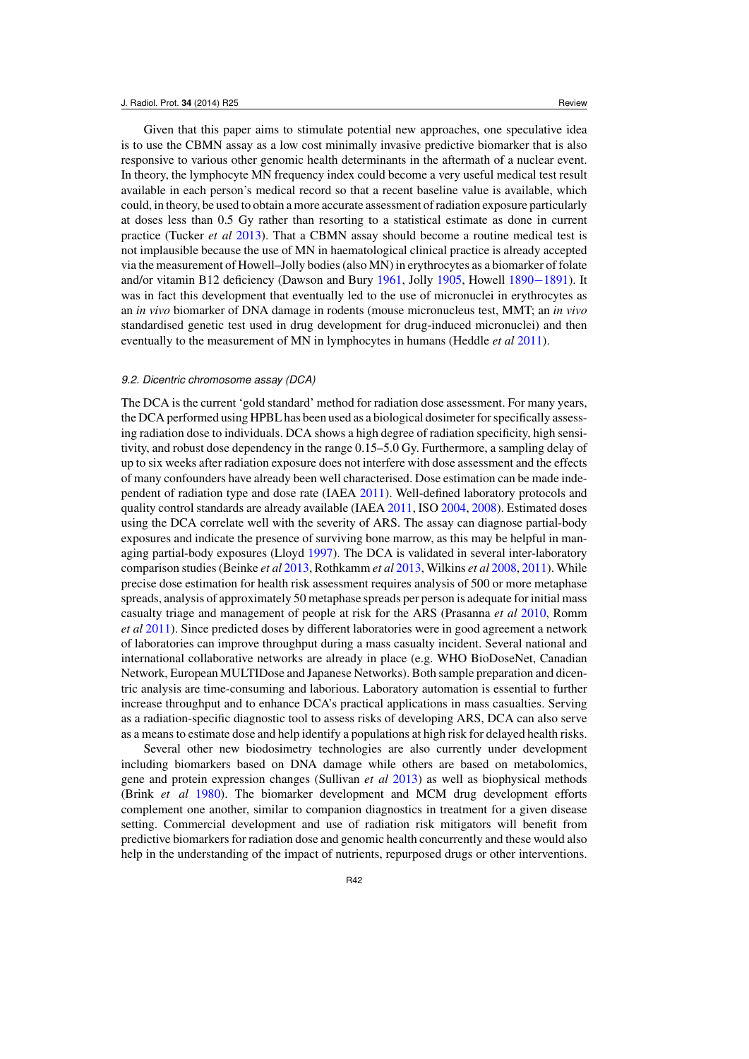Given that this paper aims to stimulate potential new approaches, one speculative idea is to use the CBMN assay as a low cost minimally invasive predictive biomarker that is also responsive to various other genomic health determinants in the aftermath of a nuclear event. In theory, the lymphocyte MN frequency index could become a very useful medical test result available in each person's medical record so that a recent baseline value is available, which could, in theory, be used to obtain a more accurate assessment of radiation exposure particularly at doses less than 0.5 Gy rather than resorting to a statistical estimate as done in current practice (Tucker *et al* 2013). That a CBMN assay should become a routine medical test is not implausible because the use of MN in haematological clinical practice is already accepted via the measurement of Howell–Jolly bodies (also MN) in erythrocytes as a biomarker of folate and/or vitamin B12 deficiency (Dawson and Bury 1961, Jolly 1905, Howell 1890−1891). It was in fact this development that eventually led to the use of micronuclei in erythrocytes as an *in vivo* biomarker of DNA damage in rodents (mouse micronucleus test, MMT; an *in vivo* standardised genetic test used in drug development for drug-induced micronuclei) and then eventually to the measurement of MN in lymphocytes in humans (Heddle *et al* 2011).

### *9.2. Dicentric chromosome assay (DCA)*

The DCA is the current 'gold standard' method for radiation dose assessment. For many years, the DCA performed using HPBL has been used as a biological dosimeter for specifically assessing radiation dose to individuals. DCA shows a high degree of radiation specificity, high sensitivity, and robust dose dependency in the range 0.15–5.0 Gy. Furthermore, a sampling delay of up to six weeks after radiation exposure does not interfere with dose assessment and the effects of many confounders have already been well characterised. Dose estimation can be made independent of radiation type and dose rate (IAEA 2011). Well-defined laboratory protocols and quality control standards are already available (IAEA 2011, ISO 2004, 2008). Estimated doses using the DCA correlate well with the severity of ARS. The assay can diagnose partial-body exposures and indicate the presence of surviving bone marrow, as this may be helpful in managing partial-body exposures (Lloyd 1997). The DCA is validated in several inter-laboratory comparison studies (Beinke *et al* 2013, Rothkamm *et al* 2013, Wilkins *et al* 2008, 2011). While precise dose estimation for health risk assessment requires analysis of 500 or more metaphase spreads, analysis of approximately 50 metaphase spreads per person is adequate for initial mass casualty triage and management of people at risk for the ARS (Prasanna *et al* 2010, Romm *et al* 2011). Since predicted doses by different laboratories were in good agreement a network of laboratories can improve throughput during a mass casualty incident. Several national and international collaborative networks are already in place (e.g. WHO BioDoseNet, Canadian Network, European MULTIDose and Japanese Networks). Both sample preparation and dicentric analysis are time-consuming and laborious. Laboratory automation is essential to further increase throughput and to enhance DCA's practical applications in mass casualties. Serving as a radiation-specific diagnostic tool to assess risks of developing ARS, DCA can also serve as a means to estimate dose and help identify a populations at high risk for delayed health risks.

Several other new biodosimetry technologies are also currently under development including biomarkers based on DNA damage while others are based on metabolomics, gene and protein expression changes (Sullivan *et al* 2013) as well as biophysical methods (Brink *et al* 1980). The biomarker development and MCM drug development efforts complement one another, similar to companion diagnostics in treatment for a given disease setting. Commercial development and use of radiation risk mitigators will benefit from predictive biomarkers for radiation dose and genomic health concurrently and these would also help in the understanding of the impact of nutrients, repurposed drugs or other interventions.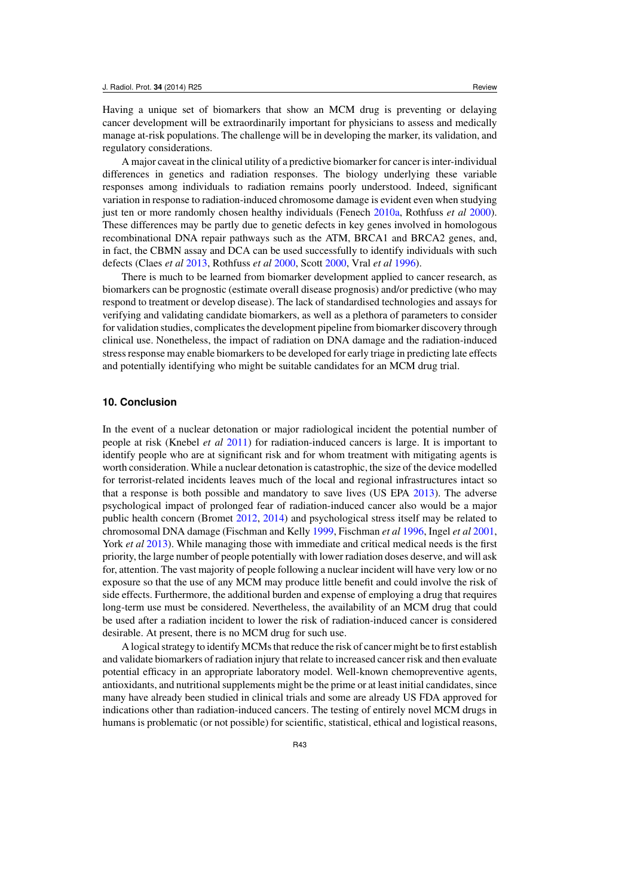Having a unique set of biomarkers that show an MCM drug is preventing or delaying cancer development will be extraordinarily important for physicians to assess and medically manage at-risk populations. The challenge will be in developing the marker, its validation, and regulatory considerations.

A major caveat in the clinical utility of a predictive biomarker for cancer is inter-individual differences in genetics and radiation responses. The biology underlying these variable responses among individuals to radiation remains poorly understood. Indeed, significant variation in response to radiation-induced chromosome damage is evident even when studying just ten or more randomly chosen healthy individuals (Fenech 2010a, Rothfuss *et al* 2000). These differences may be partly due to genetic defects in key genes involved in homologous recombinational DNA repair pathways such as the ATM, BRCA1 and BRCA2 genes, and, in fact, the CBMN assay and DCA can be used successfully to identify individuals with such defects (Claes *et al* 2013, Rothfuss *et al* 2000, Scott 2000, Vral *et al* 1996).

There is much to be learned from biomarker development applied to cancer research, as biomarkers can be prognostic (estimate overall disease prognosis) and/or predictive (who may respond to treatment or develop disease). The lack of standardised technologies and assays for verifying and validating candidate biomarkers, as well as a plethora of parameters to consider for validation studies, complicates the development pipeline from biomarker discovery through clinical use. Nonetheless, the impact of radiation on DNA damage and the radiation-induced stress response may enable biomarkers to be developed for early triage in predicting late effects and potentially identifying who might be suitable candidates for an MCM drug trial.

## 10. Conclusion

In the event of a nuclear detonation or major radiological incident the potential number of people at risk (Knebel *et al* 2011) for radiation-induced cancers is large. It is important to identify people who are at significant risk and for whom treatment with mitigating agents is worth consideration. While a nuclear detonation is catastrophic, the size of the device modelled for terrorist-related incidents leaves much of the local and regional infrastructures intact so that a response is both possible and mandatory to save lives (US EPA 2013). The adverse psychological impact of prolonged fear of radiation-induced cancer also would be a major public health concern (Bromet 2012, 2014) and psychological stress itself may be related to chromosomal DNA damage (Fischman and Kelly 1999, Fischman *et al* 1996, Ingel *et al* 2001, York *et al* 2013). While managing those with immediate and critical medical needs is the first priority, the large number of people potentially with lower radiation doses deserve, and will ask for, attention. The vast majority of people following a nuclear incident will have very low or no exposure so that the use of any MCM may produce little benefit and could involve the risk of side effects. Furthermore, the additional burden and expense of employing a drug that requires long-term use must be considered. Nevertheless, the availability of an MCM drug that could be used after a radiation incident to lower the risk of radiation-induced cancer is considered desirable. At present, there is no MCM drug for such use.

A logical strategy to identify MCMs that reduce the risk of cancer might be to first establish and validate biomarkers of radiation injury that relate to increased cancer risk and then evaluate potential efficacy in an appropriate laboratory model. Well-known chemopreventive agents, antioxidants, and nutritional supplements might be the prime or at least initial candidates, since many have already been studied in clinical trials and some are already US FDA approved for indications other than radiation-induced cancers. The testing of entirely novel MCM drugs in humans is problematic (or not possible) for scientific, statistical, ethical and logistical reasons,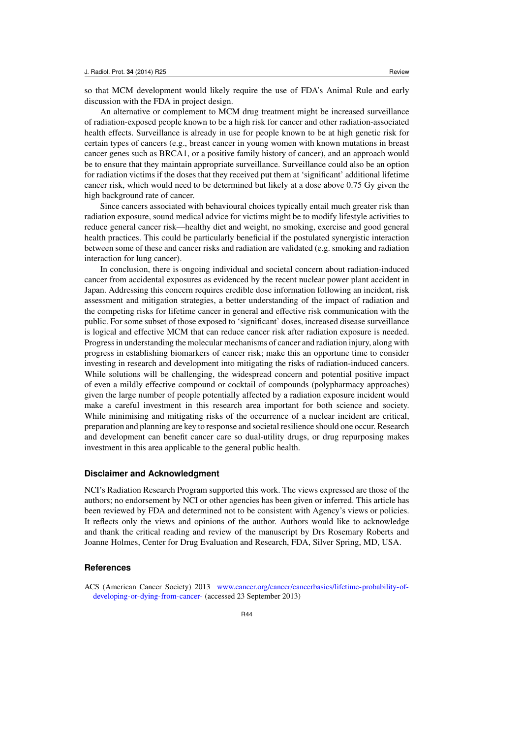so that MCM development would likely require the use of FDA's Animal Rule and early discussion with the FDA in project design.

An alternative or complement to MCM drug treatment might be increased surveillance of radiation-exposed people known to be a high risk for cancer and other radiation-associated health effects. Surveillance is already in use for people known to be at high genetic risk for certain types of cancers (e.g., breast cancer in young women with known mutations in breast cancer genes such as BRCA1, or a positive family history of cancer), and an approach would be to ensure that they maintain appropriate surveillance. Surveillance could also be an option for radiation victims if the doses that they received put them at 'significant' additional lifetime cancer risk, which would need to be determined but likely at a dose above 0.75 Gy given the high background rate of cancer.

Since cancers associated with behavioural choices typically entail much greater risk than radiation exposure, sound medical advice for victims might be to modify lifestyle activities to reduce general cancer risk—healthy diet and weight, no smoking, exercise and good general health practices. This could be particularly beneficial if the postulated synergistic interaction between some of these and cancer risks and radiation are validated (e.g. smoking and radiation interaction for lung cancer).

In conclusion, there is ongoing individual and societal concern about radiation-induced cancer from accidental exposures as evidenced by the recent nuclear power plant accident in Japan. Addressing this concern requires credible dose information following an incident, risk assessment and mitigation strategies, a better understanding of the impact of radiation and the competing risks for lifetime cancer in general and effective risk communication with the public. For some subset of those exposed to 'significant' doses, increased disease surveillance is logical and effective MCM that can reduce cancer risk after radiation exposure is needed. Progress in understanding the molecular mechanisms of cancer and radiation injury, along with progress in establishing biomarkers of cancer risk; make this an opportune time to consider investing in research and development into mitigating the risks of radiation-induced cancers. While solutions will be challenging, the widespread concern and potential positive impact of even a mildly effective compound or cocktail of compounds (polypharmacy approaches) given the large number of people potentially affected by a radiation exposure incident would make a careful investment in this research area important for both science and society. While minimising and mitigating risks of the occurrence of a nuclear incident are critical, preparation and planning are key to response and societal resilience should one occur. Research and development can benefit cancer care so dual-utility drugs, or drug repurposing makes investment in this area applicable to the general public health.

## Disclaimer and Acknowledgment

NCI's Radiation Research Program supported this work. The views expressed are those of the authors; no endorsement by NCI or other agencies has been given or inferred. This article has been reviewed by FDA and determined not to be consistent with Agency's views or policies. It reflects only the views and opinions of the author. Authors would like to acknowledge and thank the critical reading and review of the manuscript by Drs Rosemary Roberts and Joanne Holmes, Center for Drug Evaluation and Research, FDA, Silver Spring, MD, USA.

## References

ACS (American Cancer Society) 2013 www.cancer.org/cancer/cancerbasics/lifetime-probability-of-developing-or-dying-from-cancer- (accessed 23 September 2013)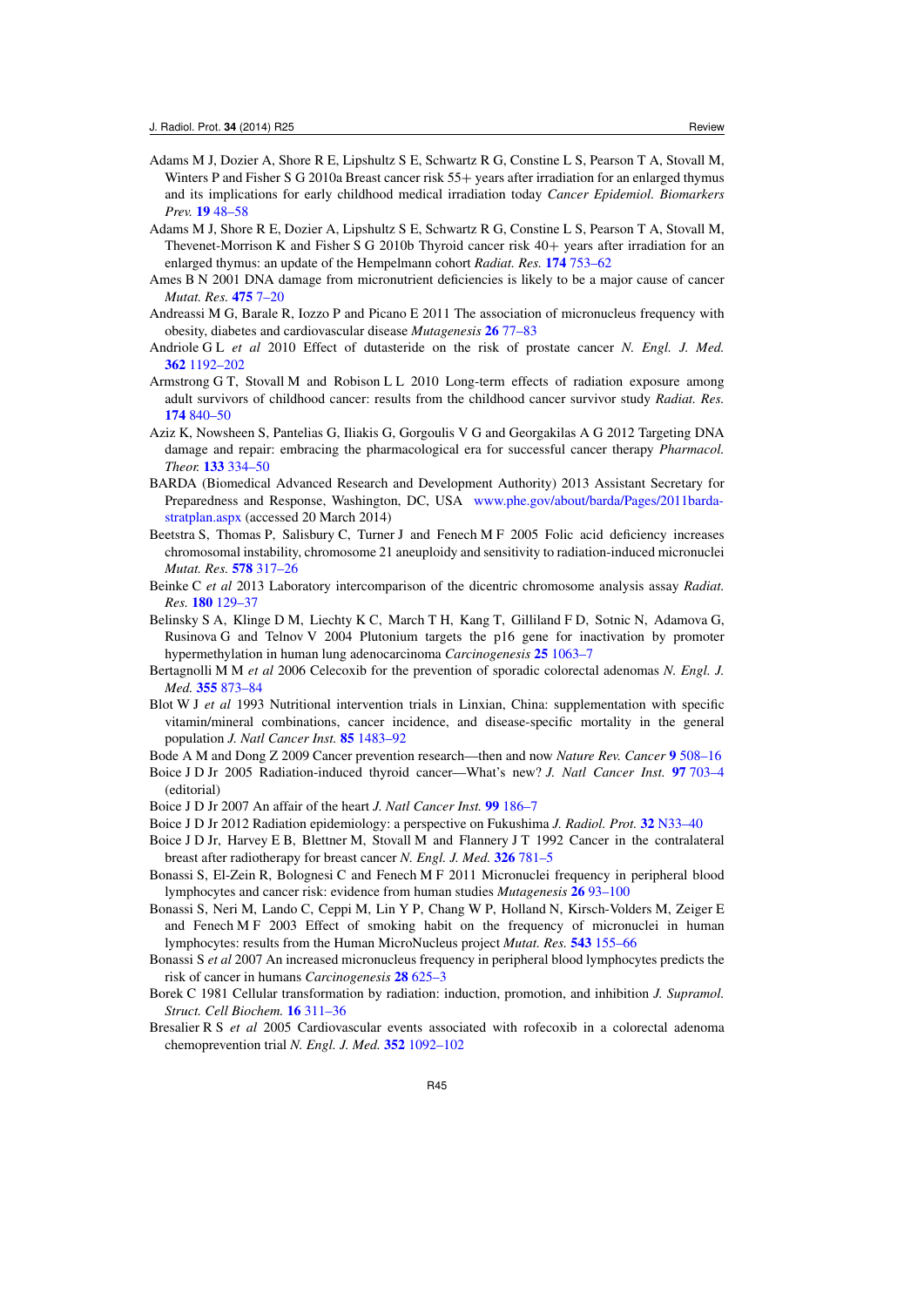Adams M J, Dozier A, Shore R E, Lipshultz S E, Schwartz R G, Constine L S, Pearson T A, Stovall M, Winters P and Fisher S G 2010a Breast cancer risk 55+ years after irradiation for an enlarged thymus and its implications for early childhood medical irradiation today *Cancer Epidemiol. Biomarkers Prev.* **19** 48–58

Adams M J, Shore R E, Dozier A, Lipshultz S E, Schwartz R G, Constine L S, Pearson T A, Stovall M, Thevenet-Morrison K and Fisher S G 2010b Thyroid cancer risk 40+ years after irradiation for an enlarged thymus: an update of the Hempelmann cohort *Radiat. Res.* **174** 753–62

Ames B N 2001 DNA damage from micronutrient deficiencies is likely to be a major cause of cancer *Mutat. Res.* **475** 7–20

Andreassi M G, Barale R, Iozzo P and Picano E 2011 The association of micronucleus frequency with obesity, diabetes and cardiovascular disease *Mutagenesis* **26** 77–83

Andriole G L *et al* 2010 Effect of dutasteride on the risk of prostate cancer *N. Engl. J. Med.* **362** 1192–202

Armstrong G T, Stovall M and Robison L L 2010 Long-term effects of radiation exposure among adult survivors of childhood cancer: results from the childhood cancer survivor study *Radiat. Res.* **174** 840–50

Aziz K, Nowsheen S, Pantelias G, Iliakis G, Gorgoulis V G and Georgakilas A G 2012 Targeting DNA damage and repair: embracing the pharmacological era for successful cancer therapy *Pharmacol. Theor.* **133** 334–50

BARDA (Biomedical Advanced Research and Development Authority) 2013 Assistant Secretary for Preparedness and Response, Washington, DC, USA www.phe.gov/about/barda/Pages/2011barda-stratplan.aspx (accessed 20 March 2014)

Beetstra S, Thomas P, Salisbury C, Turner J and Fenech M F 2005 Folic acid deficiency increases chromosomal instability, chromosome 21 aneuploidy and sensitivity to radiation-induced micronuclei *Mutat. Res.* **578** 317–26

Beinke C *et al* 2013 Laboratory intercomparison of the dicentric chromosome analysis assay *Radiat. Res.* **180** 129–37

Belinsky S A, Klinge D M, Liechty K C, March T H, Kang T, Gilliland F D, Sotnic N, Adamova G, Rusinova G and Telnov V 2004 Plutonium targets the p16 gene for inactivation by promoter hypermethylation in human lung adenocarcinoma *Carcinogenesis* **25** 1063–7

Bertagnolli M M *et al* 2006 Celecoxib for the prevention of sporadic colorectal adenomas *N. Engl. J. Med.* **355** 873–84

Blot W J *et al* 1993 Nutritional intervention trials in Linxian, China: supplementation with specific vitamin/mineral combinations, cancer incidence, and disease-specific mortality in the general population *J. Natl Cancer Inst.* **85** 1483–92

Bode A M and Dong Z 2009 Cancer prevention research—then and now *Nature Rev. Cancer* **9** 508–16

Boice J D Jr 2005 Radiation-induced thyroid cancer—What's new? *J. Natl Cancer Inst.* **97** 703–4 (editorial)

Boice J D Jr 2007 An affair of the heart *J. Natl Cancer Inst.* **99** 186–7

Boice J D Jr 2012 Radiation epidemiology: a perspective on Fukushima *J. Radiol. Prot.* **32** N33–40

Boice J D Jr, Harvey E B, Blettner M, Stovall M and Flannery J T 1992 Cancer in the contralateral breast after radiotherapy for breast cancer *N. Engl. J. Med.* **326** 781–5

Bonassi S, El-Zein R, Bolognesi C and Fenech M F 2011 Micronuclei frequency in peripheral blood lymphocytes and cancer risk: evidence from human studies *Mutagenesis* **26** 93–100

Bonassi S, Neri M, Lando C, Ceppi M, Lin Y P, Chang W P, Holland N, Kirsch-Volders M, Zeiger E and Fenech M F 2003 Effect of smoking habit on the frequency of micronuclei in human lymphocytes: results from the Human MicroNucleus project *Mutat. Res.* **543** 155–66

Bonassi S *et al* 2007 An increased micronucleus frequency in peripheral blood lymphocytes predicts the risk of cancer in humans *Carcinogenesis* **28** 625–3

Borek C 1981 Cellular transformation by radiation: induction, promotion, and inhibition *J. Supramol. Struct. Cell Biochem.* **16** 311–36

Bresalier R S *et al* 2005 Cardiovascular events associated with rofecoxib in a colorectal adenoma chemoprevention trial *N. Engl. J. Med.* **352** 1092–102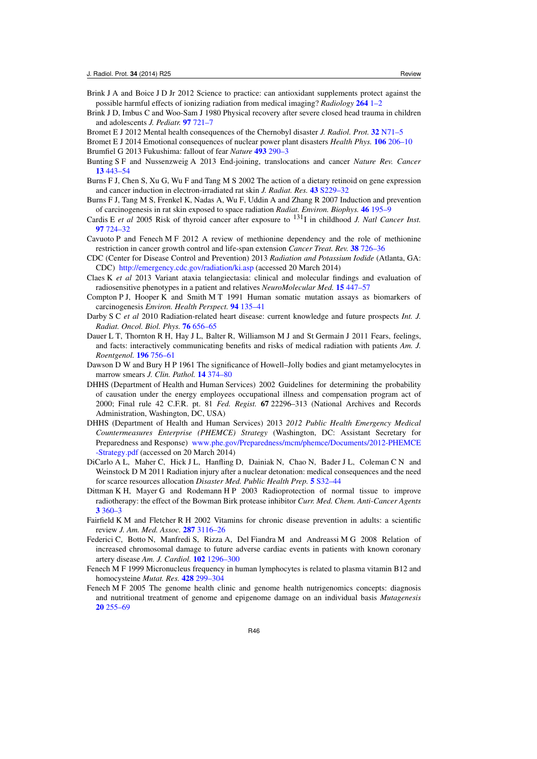Brink J A and Boice J D Jr 2012 Science to practice: can antioxidant supplements protect against the possible harmful effects of ionizing radiation from medical imaging? *Radiology* **264** 1–2

Brink J D, Imbus C and Woo-Sam J 1980 Physical recovery after severe closed head trauma in children and adolescents *J. Pediatr.* **97** 721–7

Bromet E J 2012 Mental health consequences of the Chernobyl disaster *J. Radiol. Prot.* **32** N71–5

Bromet E J 2014 Emotional consequences of nuclear power plant disasters *Health Phys.* **106** 206–10

Brumfiel G 2013 Fukushima: fallout of fear *Nature* **493** 290–3

Bunting S F and Nussenzweig A 2013 End-joining, translocations and cancer *Nature Rev. Cancer* **13** 443–54

Burns F J, Chen S, Xu G, Wu F and Tang M S 2002 The action of a dietary retinoid on gene expression and cancer induction in electron-irradiated rat skin *J. Radiat. Res.* **43** S229–32

Burns F J, Tang M S, Frenkel K, Nadas A, Wu F, Uddin A and Zhang R 2007 Induction and prevention of carcinogenesis in rat skin exposed to space radiation *Radiat. Environ. Biophys.* **46** 195–9

Cardis E *et al* 2005 Risk of thyroid cancer after exposure to $^{131}$I in childhood *J. Natl Cancer Inst.* **97** 724–32

Cavuoto P and Fenech M F 2012 A review of methionine dependency and the role of methionine restriction in cancer growth control and life-span extension *Cancer Treat. Rev.* **38** 726–36

CDC (Center for Disease Control and Prevention) 2013 *Radiation and Potassium Iodide* (Atlanta, GA: CDC) http://emergency.cdc.gov/radiation/ki.asp (accessed 20 March 2014)

Claes K *et al* 2013 Variant ataxia telangiectasia: clinical and molecular findings and evaluation of radiosensitive phenotypes in a patient and relatives *NeuroMolecular Med.* **15** 447–57

Compton P J, Hooper K and Smith M T 1991 Human somatic mutation assays as biomarkers of carcinogenesis *Environ. Health Perspect.* **94** 135–41

Darby S C *et al* 2010 Radiation-related heart disease: current knowledge and future prospects *Int. J. Radiat. Oncol. Biol. Phys.* **76** 656–65

Dauer L T, Thornton R H, Hay J L, Balter R, Williamson M J and St Germain J 2011 Fears, feelings, and facts: interactively communicating benefits and risks of medical radiation with patients *Am. J. Roentgenol.* **196** 756–61

Dawson D W and Bury H P 1961 The significance of Howell–Jolly bodies and giant metamyelocytes in marrow smears *J. Clin. Pathol.* **14** 374–80

DHHS (Department of Health and Human Services) 2002 Guidelines for determining the probability of causation under the energy employees occupational illness and compensation program act of 2000; Final rule 42 C.F.R. pt. 81 *Fed. Regist.* **67** 22296–313 (National Archives and Records Administration, Washington, DC, USA)

DHHS (Department of Health and Human Services) 2013 *2012 Public Health Emergency Medical Countermeasures Enterprise (PHEMCE) Strategy* (Washington, DC: Assistant Secretary for Preparedness and Response) www.phe.gov/Preparedness/mcm/phemce/Documents/2012-PHEMCE-Strategy.pdf (accessed on 20 March 2014)

DiCarlo A L, Maher C, Hick J L, Hanfling D, Dainiak N, Chao N, Bader J L, Coleman C N and Weinstock D M 2011 Radiation injury after a nuclear detonation: medical consequences and the need for scarce resources allocation *Disaster Med. Public Health Prep.* **5** S32–44

Dittman K H, Mayer G and Rodemann H P 2003 Radioprotection of normal tissue to improve radiotherapy: the effect of the Bowman Birk protease inhibitor *Curr. Med. Chem. Anti-Cancer Agents* **3** 360–3

Fairfield K M and Fletcher R H 2002 Vitamins for chronic disease prevention in adults: a scientific review *J. Am. Med. Assoc.* **287** 3116–26

Federici C, Botto N, Manfredi S, Rizza A, Del Fiandra M and Andreassi M G 2008 Relation of increased chromosomal damage to future adverse cardiac events in patients with known coronary artery disease *Am. J. Cardiol.* **102** 1296–300

Fenech M F 1999 Micronucleus frequency in human lymphocytes is related to plasma vitamin B12 and homocysteine *Mutat. Res.* **428** 299–304

Fenech M F 2005 The genome health clinic and genome health nutrigenomics concepts: diagnosis and nutritional treatment of genome and epigenome damage on an individual basis *Mutagenesis* **20** 255–69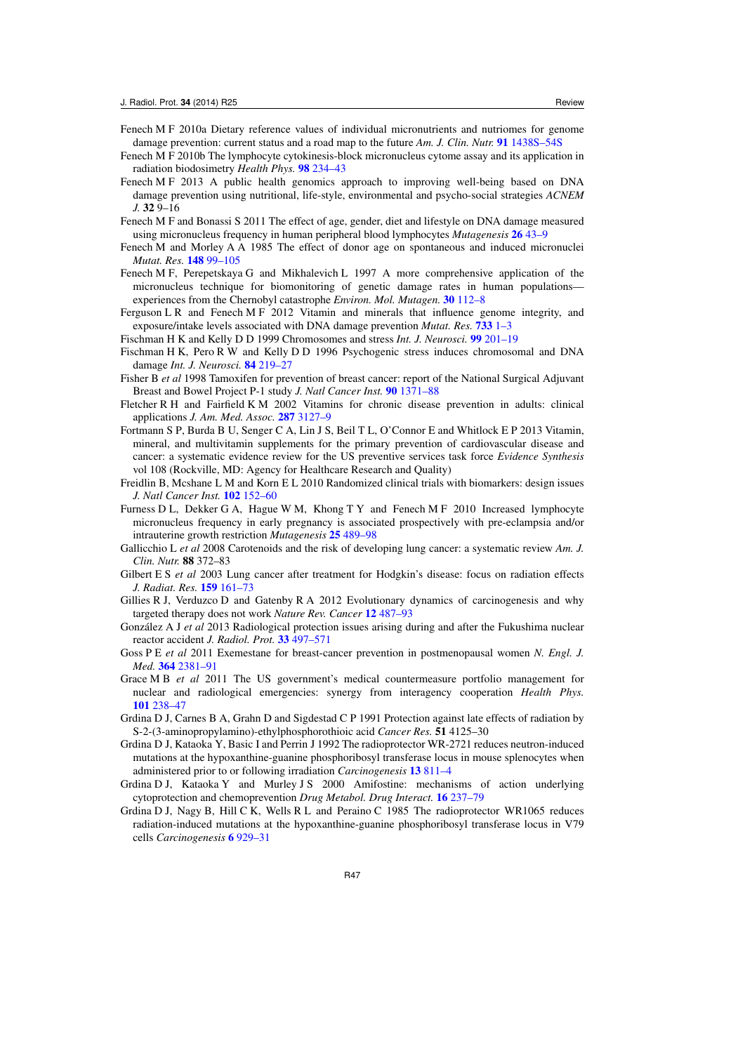Fenech M F 2010a Dietary reference values of individual micronutrients and nutriomes for genome damage prevention: current status and a road map to the future *Am. J. Clin. Nutr.* **91** 1438S–54S

Fenech M F 2010b The lymphocyte cytokinesis-block micronucleus cytome assay and its application in radiation biodosimetry *Health Phys.* **98** 234–43

Fenech M F 2013 A public health genomics approach to improving well-being based on DNA damage prevention using nutritional, life-style, environmental and psycho-social strategies *ACNEM J.* **32** 9–16

Fenech M F and Bonassi S 2011 The effect of age, gender, diet and lifestyle on DNA damage measured using micronucleus frequency in human peripheral blood lymphocytes *Mutagenesis* **26** 43–9

Fenech M and Morley A A 1985 The effect of donor age on spontaneous and induced micronuclei *Mutat. Res.* **148** 99–105

Fenech M F, Perepetskaya G and Mikhalevich L 1997 A more comprehensive application of the micronucleus technique for biomonitoring of genetic damage rates in human populations—experiences from the Chernobyl catastrophe *Environ. Mol. Mutagen.* **30** 112–8

Ferguson L R and Fenech M F 2012 Vitamin and minerals that influence genome integrity, and exposure/intake levels associated with DNA damage prevention *Mutat. Res.* **733** 1–3

Fischman H K and Kelly D D 1999 Chromosomes and stress *Int. J. Neurosci.* **99** 201–19

Fischman H K, Pero R W and Kelly D D 1996 Psychogenic stress induces chromosomal and DNA damage *Int. J. Neurosci.* **84** 219–27

Fisher B *et al* 1998 Tamoxifen for prevention of breast cancer: report of the National Surgical Adjuvant Breast and Bowel Project P-1 study *J. Natl Cancer Inst.* **90** 1371–88

Fletcher R H and Fairfield K M 2002 Vitamins for chronic disease prevention in adults: clinical applications *J. Am. Med. Assoc.* **287** 3127–9

Fortmann S P, Burda B U, Senger C A, Lin J S, Beil T L, O'Connor E and Whitlock E P 2013 Vitamin, mineral, and multivitamin supplements for the primary prevention of cardiovascular disease and cancer: a systematic evidence review for the US preventive services task force *Evidence Synthesis* vol 108 (Rockville, MD: Agency for Healthcare Research and Quality)

Freidlin B, Mcshane L M and Korn E L 2010 Randomized clinical trials with biomarkers: design issues *J. Natl Cancer Inst.* **102** 152–60

Furness D L, Dekker G A, Hague W M, Khong T Y and Fenech M F 2010 Increased lymphocyte micronucleus frequency in early pregnancy is associated prospectively with pre-eclampsia and/or intrauterine growth restriction *Mutagenesis* **25** 489–98

Gallicchio L *et al* 2008 Carotenoids and the risk of developing lung cancer: a systematic review *Am. J. Clin. Nutr.* **88** 372–83

Gilbert E S *et al* 2003 Lung cancer after treatment for Hodgkin's disease: focus on radiation effects *J. Radiat. Res.* **159** 161–73

Gillies R J, Verduzco D and Gatenby R A 2012 Evolutionary dynamics of carcinogenesis and why targeted therapy does not work *Nature Rev. Cancer* **12** 487–93

González A J *et al* 2013 Radiological protection issues arising during and after the Fukushima nuclear reactor accident *J. Radiol. Prot.* **33** 497–571

Goss P E *et al* 2011 Exemestane for breast-cancer prevention in postmenopausal women *N. Engl. J. Med.* **364** 2381–91

Grace M B *et al* 2011 The US government's medical countermeasure portfolio management for nuclear and radiological emergencies: synergy from interagency cooperation *Health Phys.* **101** 238–47

Grdina D J, Carnes B A, Grahn D and Sigdestad C P 1991 Protection against late effects of radiation by S-2-(3-aminopropylamino)-ethylphosphorothioic acid *Cancer Res.* **51** 4125–30

Grdina D J, Kataoka Y, Basic I and Perrin J 1992 The radioprotector WR-2721 reduces neutron-induced mutations at the hypoxanthine-guanine phosphoribosyl transferase locus in mouse splenocytes when administered prior to or following irradiation *Carcinogenesis* **13** 811–4

Grdina D J, Kataoka Y and Murley J S 2000 Amifostine: mechanisms of action underlying cytoprotection and chemoprevention *Drug Metabol. Drug Interact.* **16** 237–79

Grdina D J, Nagy B, Hill C K, Wells R L and Peraino C 1985 The radioprotector WR1065 reduces radiation-induced mutations at the hypoxanthine-guanine phosphoribosyl transferase locus in V79 cells *Carcinogenesis* **6** 929–31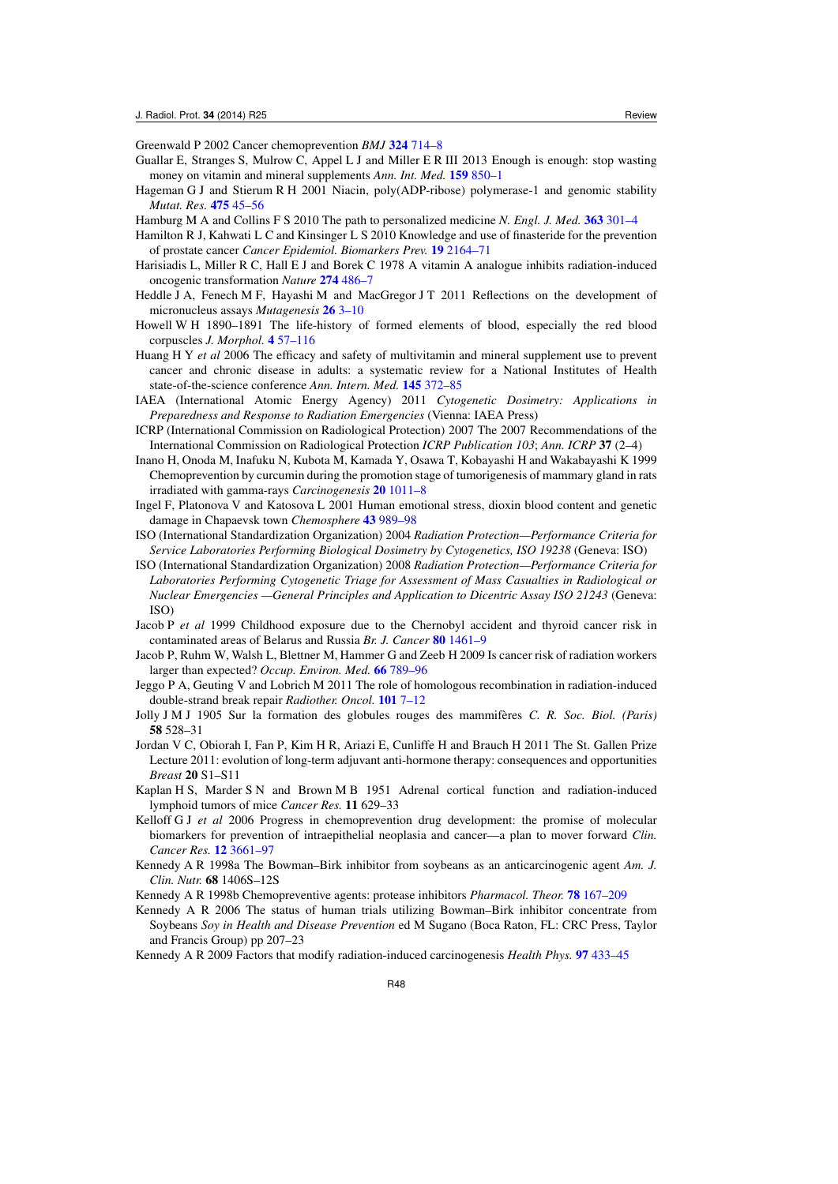Greenwald P 2002 Cancer chemoprevention *BMJ* **324** 714–8

Guallar E, Stranges S, Mulrow C, Appel L J and Miller E R III 2013 Enough is enough: stop wasting money on vitamin and mineral supplements *Ann. Int. Med.* **159** 850–1

Hageman G J and Stierum R H 2001 Niacin, poly(ADP-ribose) polymerase-1 and genomic stability *Mutat. Res.* **475** 45–56

Hamburg M A and Collins F S 2010 The path to personalized medicine *N. Engl. J. Med.* **363** 301–4

Hamilton R J, Kahwati L C and Kinsinger L S 2010 Knowledge and use of finasteride for the prevention of prostate cancer *Cancer Epidemiol. Biomarkers Prev.* **19** 2164–71

Harisiadis L, Miller R C, Hall E J and Borek C 1978 A vitamin A analogue inhibits radiation-induced oncogenic transformation *Nature* **274** 486–7

Heddle J A, Fenech M F, Hayashi M and MacGregor J T 2011 Reflections on the development of micronucleus assays *Mutagenesis* **26** 3–10

Howell W H 1890–1891 The life-history of formed elements of blood, especially the red blood corpuscles *J. Morphol.* **4** 57–116

Huang H Y *et al* 2006 The efficacy and safety of multivitamin and mineral supplement use to prevent cancer and chronic disease in adults: a systematic review for a National Institutes of Health state-of-the-science conference *Ann. Intern. Med.* **145** 372–85

IAEA (International Atomic Energy Agency) 2011 *Cytogenetic Dosimetry: Applications in Preparedness and Response to Radiation Emergencies* (Vienna: IAEA Press)

ICRP (International Commission on Radiological Protection) 2007 The 2007 Recommendations of the International Commission on Radiological Protection *ICRP Publication 103*; *Ann. ICRP* **37** (2–4)

Inano H, Onoda M, Inafuku N, Kubota M, Kamada Y, Osawa T, Kobayashi H and Wakabayashi K 1999 Chemoprevention by curcumin during the promotion stage of tumorigenesis of mammary gland in rats irradiated with gamma-rays *Carcinogenesis* **20** 1011–8

Ingel F, Platonova V and Katosova L 2001 Human emotional stress, dioxin blood content and genetic damage in Chapaevsk town *Chemosphere* **43** 989–98

ISO (International Standardization Organization) 2004 *Radiation Protection—Performance Criteria for Service Laboratories Performing Biological Dosimetry by Cytogenetics, ISO 19238* (Geneva: ISO)

ISO (International Standardization Organization) 2008 *Radiation Protection—Performance Criteria for Laboratories Performing Cytogenetic Triage for Assessment of Mass Casualties in Radiological or Nuclear Emergencies —General Principles and Application to Dicentric Assay ISO 21243* (Geneva: ISO)

Jacob P *et al* 1999 Childhood exposure due to the Chernobyl accident and thyroid cancer risk in contaminated areas of Belarus and Russia *Br. J. Cancer* **80** 1461–9

Jacob P, Ruhm W, Walsh L, Blettner M, Hammer G and Zeeb H 2009 Is cancer risk of radiation workers larger than expected? *Occup. Environ. Med.* **66** 789–96

Jeggo P A, Geuting V and Lobrich M 2011 The role of homologous recombination in radiation-induced double-strand break repair *Radiother. Oncol.* **101** 7–12

Jolly J M J 1905 Sur la formation des globules rouges des mammifères *C. R. Soc. Biol. (Paris)* **58** 528–31

Jordan V C, Obiorah I, Fan P, Kim H R, Ariazi E, Cunliffe H and Brauch H 2011 The St. Gallen Prize Lecture 2011: evolution of long-term adjuvant anti-hormone therapy: consequences and opportunities *Breast* **20** S1–S11

Kaplan H S, Marder S N and Brown M B 1951 Adrenal cortical function and radiation-induced lymphoid tumors of mice *Cancer Res.* **11** 629–33

Kelloff G J *et al* 2006 Progress in chemoprevention drug development: the promise of molecular biomarkers for prevention of intraepithelial neoplasia and cancer—a plan to mover forward *Clin. Cancer Res.* **12** 3661–97

Kennedy A R 1998a The Bowman–Birk inhibitor from soybeans as an anticarcinogenic agent *Am. J. Clin. Nutr.* **68** 1406S–12S

Kennedy A R 1998b Chemopreventive agents: protease inhibitors *Pharmacol. Theor.* **78** 167–209

Kennedy A R 2006 The status of human trials utilizing Bowman–Birk inhibitor concentrate from Soybeans *Soy in Health and Disease Prevention* ed M Sugano (Boca Raton, FL: CRC Press, Taylor and Francis Group) pp 207–23

Kennedy A R 2009 Factors that modify radiation-induced carcinogenesis *Health Phys.* **97** 433–45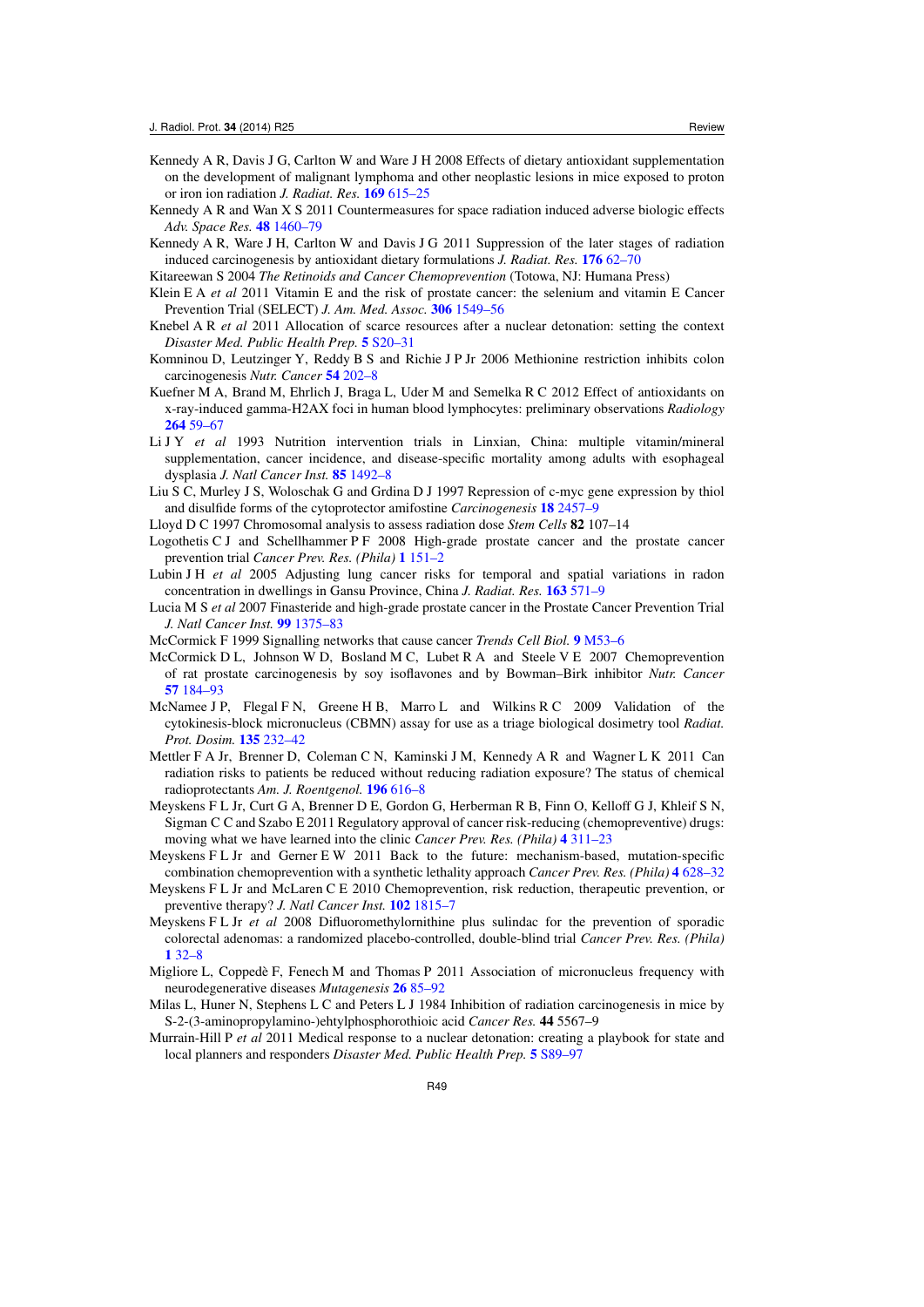Kennedy A R, Davis J G, Carlton W and Ware J H 2008 Effects of dietary antioxidant supplementation on the development of malignant lymphoma and other neoplastic lesions in mice exposed to proton or iron ion radiation *J. Radiat. Res.* **169** 615–25

Kennedy A R and Wan X S 2011 Countermeasures for space radiation induced adverse biologic effects *Adv. Space Res.* **48** 1460–79

Kennedy A R, Ware J H, Carlton W and Davis J G 2011 Suppression of the later stages of radiation induced carcinogenesis by antioxidant dietary formulations *J. Radiat. Res.* **176** 62–70

Kitareewan S 2004 *The Retinoids and Cancer Chemoprevention* (Totowa, NJ: Humana Press)

Klein E A *et al* 2011 Vitamin E and the risk of prostate cancer: the selenium and vitamin E Cancer Prevention Trial (SELECT) *J. Am. Med. Assoc.* **306** 1549–56

Knebel A R *et al* 2011 Allocation of scarce resources after a nuclear detonation: setting the context *Disaster Med. Public Health Prep.* **5** S20–31

Komninou D, Leutzinger Y, Reddy B S and Richie J P Jr 2006 Methionine restriction inhibits colon carcinogenesis *Nutr. Cancer* **54** 202–8

Kuefner M A, Brand M, Ehrlich J, Braga L, Uder M and Semelka R C 2012 Effect of antioxidants on x-ray-induced gamma-H2AX foci in human blood lymphocytes: preliminary observations *Radiology* **264** 59–67

Li J Y *et al* 1993 Nutrition intervention trials in Linxian, China: multiple vitamin/mineral supplementation, cancer incidence, and disease-specific mortality among adults with esophageal dysplasia *J. Natl Cancer Inst.* **85** 1492–8

Liu S C, Murley J S, Woloschak G and Grdina D J 1997 Repression of c-myc gene expression by thiol and disulfide forms of the cytoprotector amifostine *Carcinogenesis* **18** 2457–9

Lloyd D C 1997 Chromosomal analysis to assess radiation dose *Stem Cells* **82** 107–14

Logothetis C J and Schellhammer P F 2008 High-grade prostate cancer and the prostate cancer prevention trial *Cancer Prev. Res. (Phila)* **1** 151–2

Lubin J H *et al* 2005 Adjusting lung cancer risks for temporal and spatial variations in radon concentration in dwellings in Gansu Province, China *J. Radiat. Res.* **163** 571–9

Lucia M S *et al* 2007 Finasteride and high-grade prostate cancer in the Prostate Cancer Prevention Trial *J. Natl Cancer Inst.* **99** 1375–83

McCormick F 1999 Signalling networks that cause cancer *Trends Cell Biol.* **9** M53–6

McCormick D L, Johnson W D, Bosland M C, Lubet R A and Steele V E 2007 Chemoprevention of rat prostate carcinogenesis by soy isoflavones and by Bowman–Birk inhibitor *Nutr. Cancer* **57** 184–93

McNamee J P, Flegal F N, Greene H B, Marro L and Wilkins R C 2009 Validation of the cytokinesis-block micronucleus (CBMN) assay for use as a triage biological dosimetry tool *Radiat. Prot. Dosim.* **135** 232–42

Mettler F A Jr, Brenner D, Coleman C N, Kaminski J M, Kennedy A R and Wagner L K 2011 Can radiation risks to patients be reduced without reducing radiation exposure? The status of chemical radioprotectants *Am. J. Roentgenol.* **196** 616–8

Meyskens F L Jr, Curt G A, Brenner D E, Gordon G, Herberman R B, Finn O, Kelloff G J, Khleif S N, Sigman C C and Szabo E 2011 Regulatory approval of cancer risk-reducing (chemopreventive) drugs: moving what we have learned into the clinic *Cancer Prev. Res. (Phila)* **4** 311–23

Meyskens F L Jr and Gerner E W 2011 Back to the future: mechanism-based, mutation-specific combination chemoprevention with a synthetic lethality approach *Cancer Prev. Res. (Phila)* **4** 628–32

Meyskens F L Jr and McLaren C E 2010 Chemoprevention, risk reduction, therapeutic prevention, or preventive therapy? *J. Natl Cancer Inst.* **102** 1815–7

Meyskens F L Jr *et al* 2008 Difluoromethylornithine plus sulindac for the prevention of sporadic colorectal adenomas: a randomized placebo-controlled, double-blind trial *Cancer Prev. Res. (Phila)* **1** 32–8

Migliore L, Coppedè F, Fenech M and Thomas P 2011 Association of micronucleus frequency with neurodegenerative diseases *Mutagenesis* **26** 85–92

Milas L, Huner N, Stephens L C and Peters L J 1984 Inhibition of radiation carcinogenesis in mice by S-2-(3-aminopropylamino-)ehtylphosphorothioic acid *Cancer Res.* **44** 5567–9

Murrain-Hill P *et al* 2011 Medical response to a nuclear detonation: creating a playbook for state and local planners and responders *Disaster Med. Public Health Prep.* **5** S89–97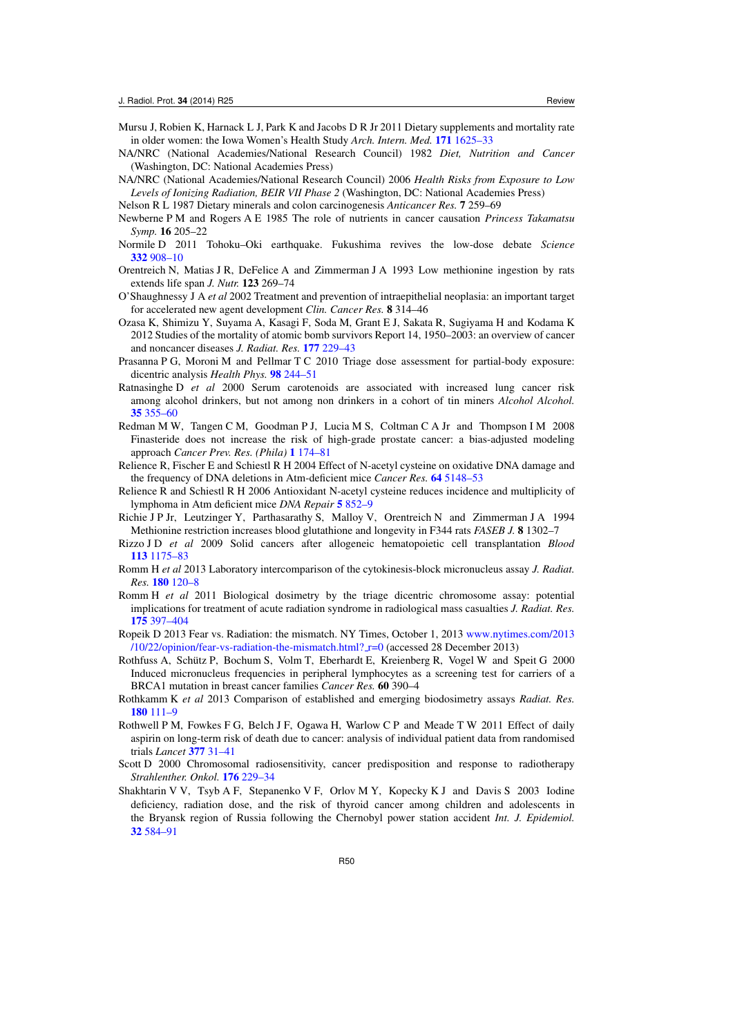Mursu J, Robien K, Harnack L J, Park K and Jacobs D R Jr 2011 Dietary supplements and mortality rate in older women: the Iowa Women's Health Study *Arch. Intern. Med.* **171** 1625–33

NA/NRC (National Academies/National Research Council) 1982 *Diet, Nutrition and Cancer* (Washington, DC: National Academies Press)

NA/NRC (National Academies/National Research Council) 2006 *Health Risks from Exposure to Low Levels of Ionizing Radiation, BEIR VII Phase 2* (Washington, DC: National Academies Press)

Nelson R L 1987 Dietary minerals and colon carcinogenesis *Anticancer Res.* **7** 259–69

Newberne P M and Rogers A E 1985 The role of nutrients in cancer causation *Princess Takamatsu Symp.* **16** 205–22

Normile D 2011 Tohoku–Oki earthquake. Fukushima revives the low-dose debate *Science* **332** 908–10

Orentreich N, Matias J R, DeFelice A and Zimmerman J A 1993 Low methionine ingestion by rats extends life span *J. Nutr.* **123** 269–74

O'Shaughnessy J A *et al* 2002 Treatment and prevention of intraepithelial neoplasia: an important target for accelerated new agent development *Clin. Cancer Res.* **8** 314–46

Ozasa K, Shimizu Y, Suyama A, Kasagi F, Soda M, Grant E J, Sakata R, Sugiyama H and Kodama K 2012 Studies of the mortality of atomic bomb survivors Report 14, 1950–2003: an overview of cancer and noncancer diseases *J. Radiat. Res.* **177** 229–43

Prasanna P G, Moroni M and Pellmar T C 2010 Triage dose assessment for partial-body exposure: dicentric analysis *Health Phys.* **98** 244–51

Ratnasinghe D *et al* 2000 Serum carotenoids are associated with increased lung cancer risk among alcohol drinkers, but not among non drinkers in a cohort of tin miners *Alcohol Alcohol.* **35** 355–60

Redman M W, Tangen C M, Goodman P J, Lucia M S, Coltman C A Jr and Thompson I M 2008 Finasteride does not increase the risk of high-grade prostate cancer: a bias-adjusted modeling approach *Cancer Prev. Res. (Phila)* **1** 174–81

Relience R, Fischer E and Schiestl R H 2004 Effect of N-acetyl cysteine on oxidative DNA damage and the frequency of DNA deletions in Atm-deficient mice *Cancer Res.* **64** 5148–53

Relience R and Schiestl R H 2006 Antioxidant N-acetyl cysteine reduces incidence and multiplicity of lymphoma in Atm deficient mice *DNA Repair* **5** 852–9

Richie J P Jr, Leutzinger Y, Parthasarathy S, Malloy V, Orentreich N and Zimmerman J A 1994 Methionine restriction increases blood glutathione and longevity in F344 rats *FASEB J.* **8** 1302–7

Rizzo J D *et al* 2009 Solid cancers after allogeneic hematopoietic cell transplantation *Blood* **113** 1175–83

Romm H *et al* 2013 Laboratory intercomparison of the cytokinesis-block micronucleus assay *J. Radiat. Res.* **180** 120–8

Romm H *et al* 2011 Biological dosimetry by the triage dicentric chromosome assay: potential implications for treatment of acute radiation syndrome in radiological mass casualties *J. Radiat. Res.* **175** 397–404

Ropeik D 2013 Fear vs. Radiation: the mismatch. NY Times, October 1, 2013 www.nytimes.com/2013/10/22/opinion/fear-vs-radiation-the-mismatch.html?_r=0 (accessed 28 December 2013)

Rothfuss A, Schütz P, Bochum S, Volm T, Eberhardt E, Kreienberg R, Vogel W and Speit G 2000 Induced micronucleus frequencies in peripheral lymphocytes as a screening test for carriers of a BRCA1 mutation in breast cancer families *Cancer Res.* **60** 390–4

Rothkamm K *et al* 2013 Comparison of established and emerging biodosimetry assays *Radiat. Res.* **180** 111–9

Rothwell P M, Fowkes F G, Belch J F, Ogawa H, Warlow C P and Meade T W 2011 Effect of daily aspirin on long-term risk of death due to cancer: analysis of individual patient data from randomised trials *Lancet* **377** 31–41

Scott D 2000 Chromosomal radiosensitivity, cancer predisposition and response to radiotherapy *Strahlenther. Onkol.* **176** 229–34

Shakhtarin V V, Tsyb A F, Stepanenko V F, Orlov M Y, Kopecky K J and Davis S 2003 Iodine deficiency, radiation dose, and the risk of thyroid cancer among children and adolescents in the Bryansk region of Russia following the Chernobyl power station accident *Int. J. Epidemiol.* **32** 584–91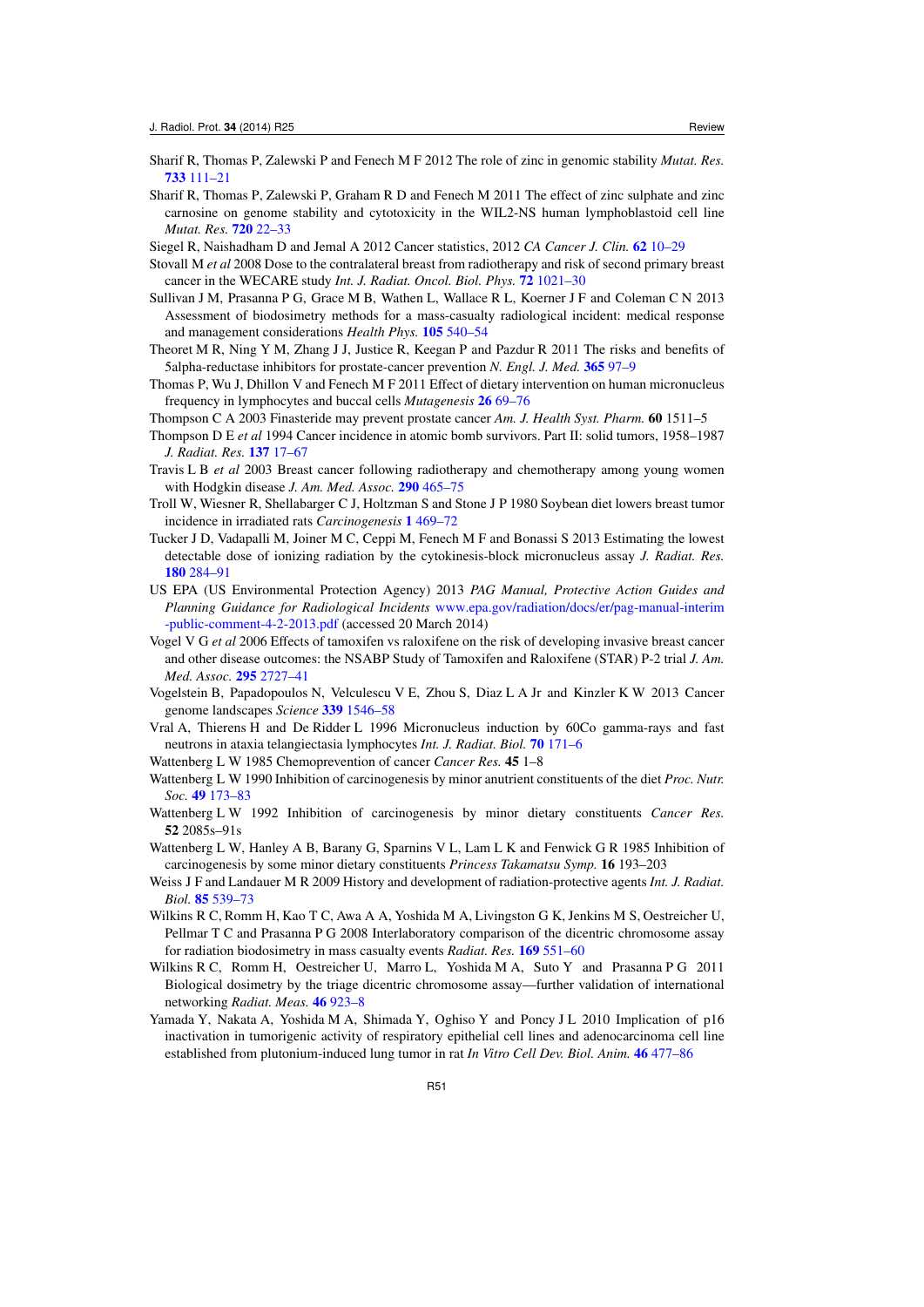Sharif R, Thomas P, Zalewski P and Fenech M F 2012 The role of zinc in genomic stability *Mutat. Res.* **733** 111–21

Sharif R, Thomas P, Zalewski P, Graham R D and Fenech M 2011 The effect of zinc sulphate and zinc carnosine on genome stability and cytotoxicity in the WIL2-NS human lymphoblastoid cell line *Mutat. Res.* **720** 22–33

Siegel R, Naishadham D and Jemal A 2012 Cancer statistics, 2012 *CA Cancer J. Clin.* **62** 10–29

Stovall M *et al* 2008 Dose to the contralateral breast from radiotherapy and risk of second primary breast cancer in the WECARE study *Int. J. Radiat. Oncol. Biol. Phys.* **72** 1021–30

Sullivan J M, Prasanna P G, Grace M B, Wathen L, Wallace R L, Koerner J F and Coleman C N 2013 Assessment of biodosimetry methods for a mass-casualty radiological incident: medical response and management considerations *Health Phys.* **105** 540–54

Theoret M R, Ning Y M, Zhang J J, Justice R, Keegan P and Pazdur R 2011 The risks and benefits of 5alpha-reductase inhibitors for prostate-cancer prevention *N. Engl. J. Med.* **365** 97–9

Thomas P, Wu J, Dhillon V and Fenech M F 2011 Effect of dietary intervention on human micronucleus frequency in lymphocytes and buccal cells *Mutagenesis* **26** 69–76

Thompson C A 2003 Finasteride may prevent prostate cancer *Am. J. Health Syst. Pharm.* **60** 1511–5

Thompson D E *et al* 1994 Cancer incidence in atomic bomb survivors. Part II: solid tumors, 1958–1987 *J. Radiat. Res.* **137** 17–67

Travis L B *et al* 2003 Breast cancer following radiotherapy and chemotherapy among young women with Hodgkin disease *J. Am. Med. Assoc.* **290** 465–75

Troll W, Wiesner R, Shellabarger C J, Holtzman S and Stone J P 1980 Soybean diet lowers breast tumor incidence in irradiated rats *Carcinogenesis* **1** 469–72

Tucker J D, Vadapalli M, Joiner M C, Ceppi M, Fenech M F and Bonassi S 2013 Estimating the lowest detectable dose of ionizing radiation by the cytokinesis-block micronucleus assay *J. Radiat. Res.* **180** 284–91

US EPA (US Environmental Protection Agency) 2013 *PAG Manual, Protective Action Guides and Planning Guidance for Radiological Incidents* www.epa.gov/radiation/docs/er/pag-manual-interim-public-comment-4-2-2013.pdf (accessed 20 March 2014)

Vogel V G *et al* 2006 Effects of tamoxifen vs raloxifene on the risk of developing invasive breast cancer and other disease outcomes: the NSABP Study of Tamoxifen and Raloxifene (STAR) P-2 trial *J. Am. Med. Assoc.* **295** 2727–41

Vogelstein B, Papadopoulos N, Velculescu V E, Zhou S, Diaz L A Jr and Kinzler K W 2013 Cancer genome landscapes *Science* **339** 1546–58

Vral A, Thierens H and De Ridder L 1996 Micronucleus induction by 60Co gamma-rays and fast neutrons in ataxia telangiectasia lymphocytes *Int. J. Radiat. Biol.* **70** 171–6

Wattenberg L W 1985 Chemoprevention of cancer *Cancer Res.* **45** 1–8

Wattenberg L W 1990 Inhibition of carcinogenesis by minor anutrient constituents of the diet *Proc. Nutr. Soc.* **49** 173–83

Wattenberg L W 1992 Inhibition of carcinogenesis by minor dietary constituents *Cancer Res.* **52** 2085s–91s

Wattenberg L W, Hanley A B, Barany G, Sparnins V L, Lam L K and Fenwick G R 1985 Inhibition of carcinogenesis by some minor dietary constituents *Princess Takamatsu Symp.* **16** 193–203

Weiss J F and Landauer M R 2009 History and development of radiation-protective agents *Int. J. Radiat. Biol.* **85** 539–73

Wilkins R C, Romm H, Kao T C, Awa A A, Yoshida M A, Livingston G K, Jenkins M S, Oestreicher U, Pellmar T C and Prasanna P G 2008 Interlaboratory comparison of the dicentric chromosome assay for radiation biodosimetry in mass casualty events *Radiat. Res.* **169** 551–60

Wilkins R C, Romm H, Oestreicher U, Marro L, Yoshida M A, Suto Y and Prasanna P G 2011 Biological dosimetry by the triage dicentric chromosome assay—further validation of international networking *Radiat. Meas.* **46** 923–8

Yamada Y, Nakata A, Yoshida M A, Shimada Y, Oghiso Y and Poncy J L 2010 Implication of p16 inactivation in tumorigenic activity of respiratory epithelial cell lines and adenocarcinoma cell line established from plutonium-induced lung tumor in rat *In Vitro Cell Dev. Biol. Anim.* **46** 477–86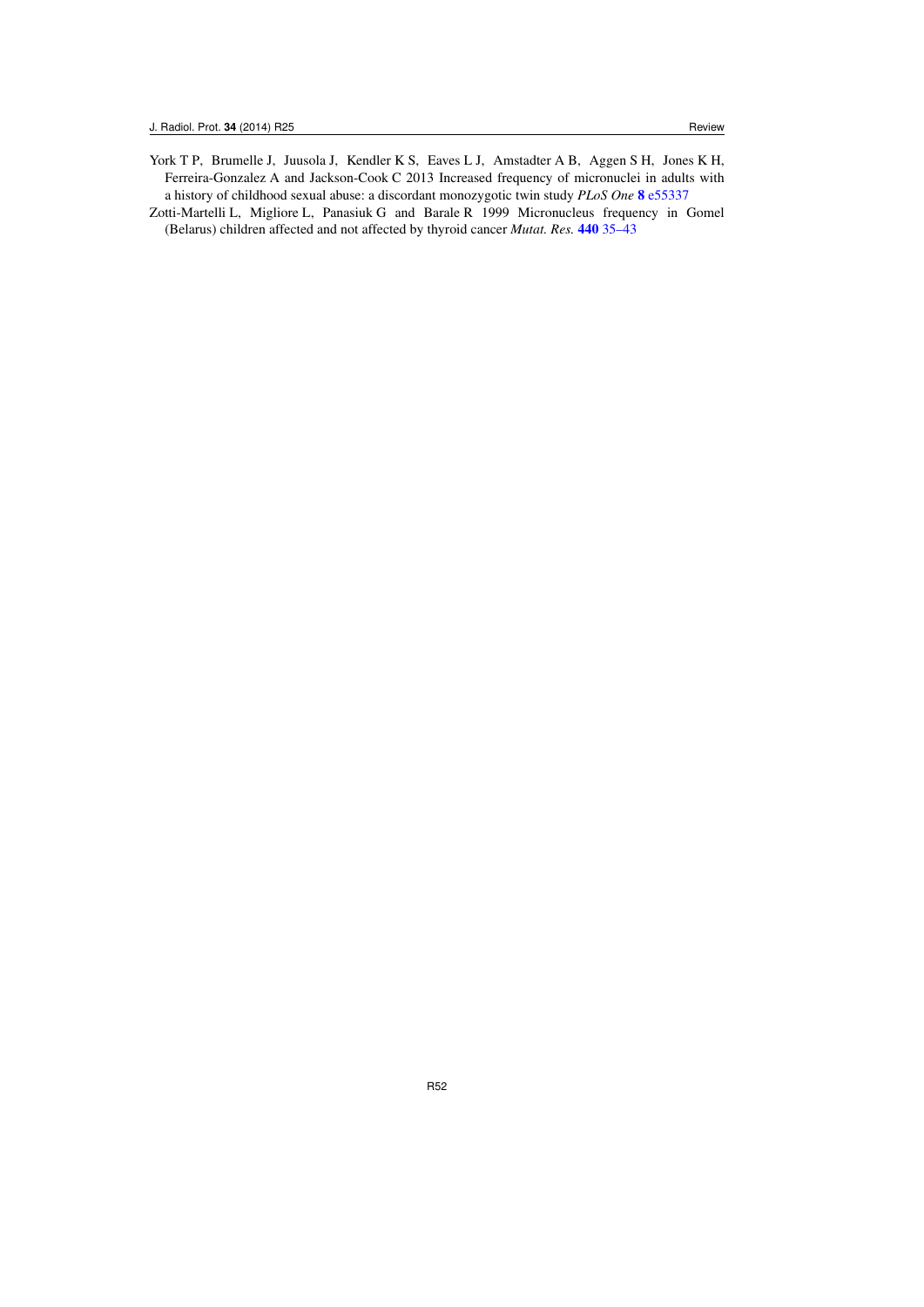York T P, Brumelle J, Juusola J, Kendler K S, Eaves L J, Amstadter A B, Aggen S H, Jones K H, Ferreira-Gonzalez A and Jackson-Cook C 2013 Increased frequency of micronuclei in adults with a history of childhood sexual abuse: a discordant monozygotic twin study *PLoS One* **8** e55337

Zotti-Martelli L, Migliore L, Panasiuk G and Barale R 1999 Micronucleus frequency in Gomel (Belarus) children affected and not affected by thyroid cancer *Mutat. Res.* **440** 35–43